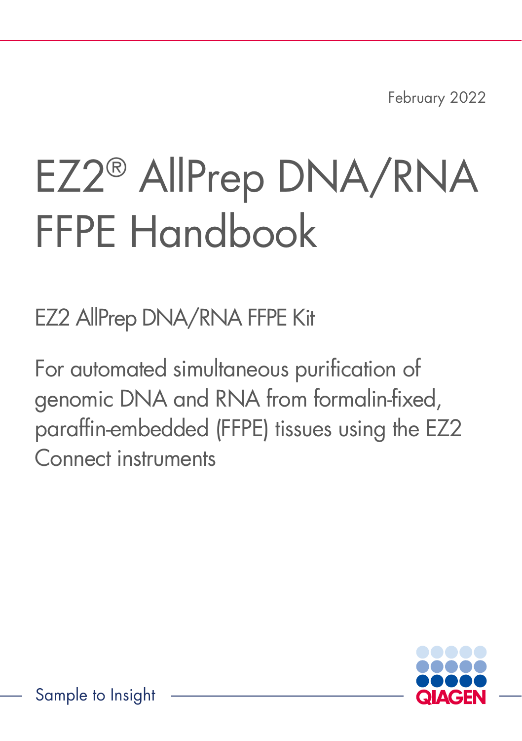February 2022

# EZ2® AllPrep DNA/RNA FFPE Handbook

## EZ2 AllPrep DNA/RNA FFPE Kit

For automated simultaneous purification of genomic DNA and RNA from formalin-fixed, paraffin-embedded (FFPE) tissues using the EZ2 Connect instruments

Sample to Insight

QIAGEN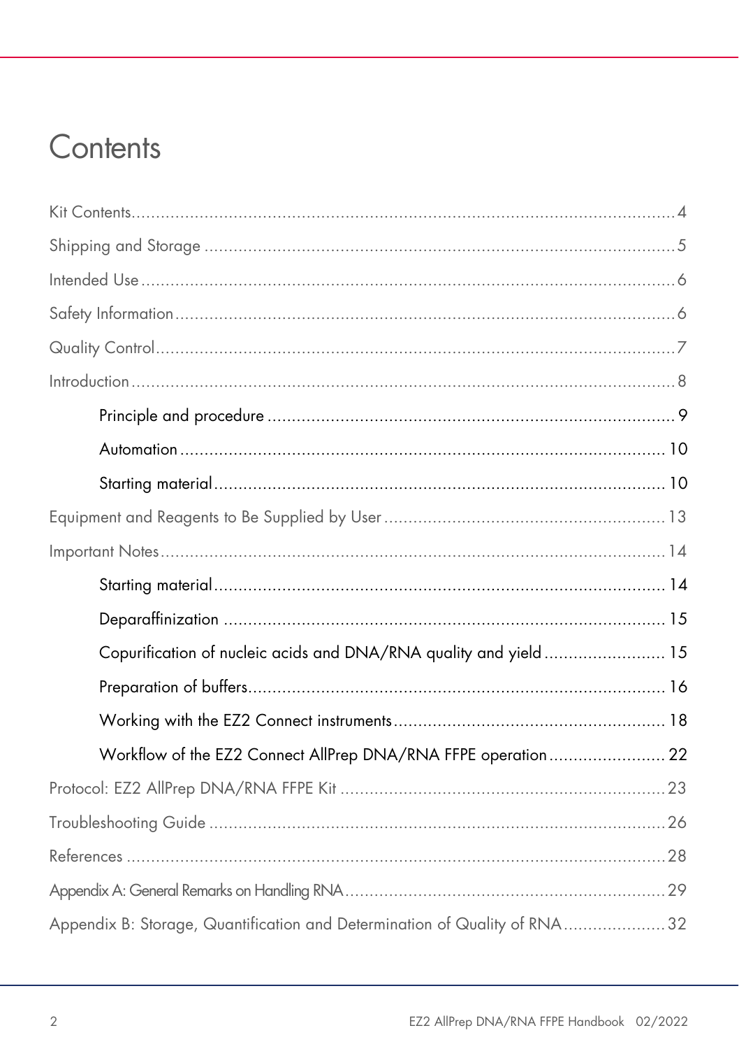# Contents

Kit Contents....................................................................................................4

Shipping and Storage ......................................................................................5

Intended Use ...................................................................................................6

Safety Information ...........................................................................................6

Quality Control ................................................................................................7

Introduction .....................................................................................................8

- Principle and procedure ......................................................................9
- Automation ........................................................................................10
- Starting material .................................................................................10

Equipment and Reagents to Be Supplied by User ...............................................13

Important Notes ..............................................................................................14

- Starting material .................................................................................14
- Deparaffinization ................................................................................15
- Copurification of nucleic acids and DNA/RNA quality and yield ...........15
- Preparation of buffers..........................................................................16
- Working with the EZ2 Connect instruments ..........................................18
- Workflow of the EZ2 Connect AllPrep DNA/RNA FFPE operation .........22

Protocol: EZ2 AllPrep DNA/RNA FFPE Kit .......................................................23

Troubleshooting Guide ....................................................................................26

References ......................................................................................................28

Appendix A: General Remarks on Handling RNA ..............................................29

Appendix B: Storage, Quantification and Determination of Quality of RNA ..........32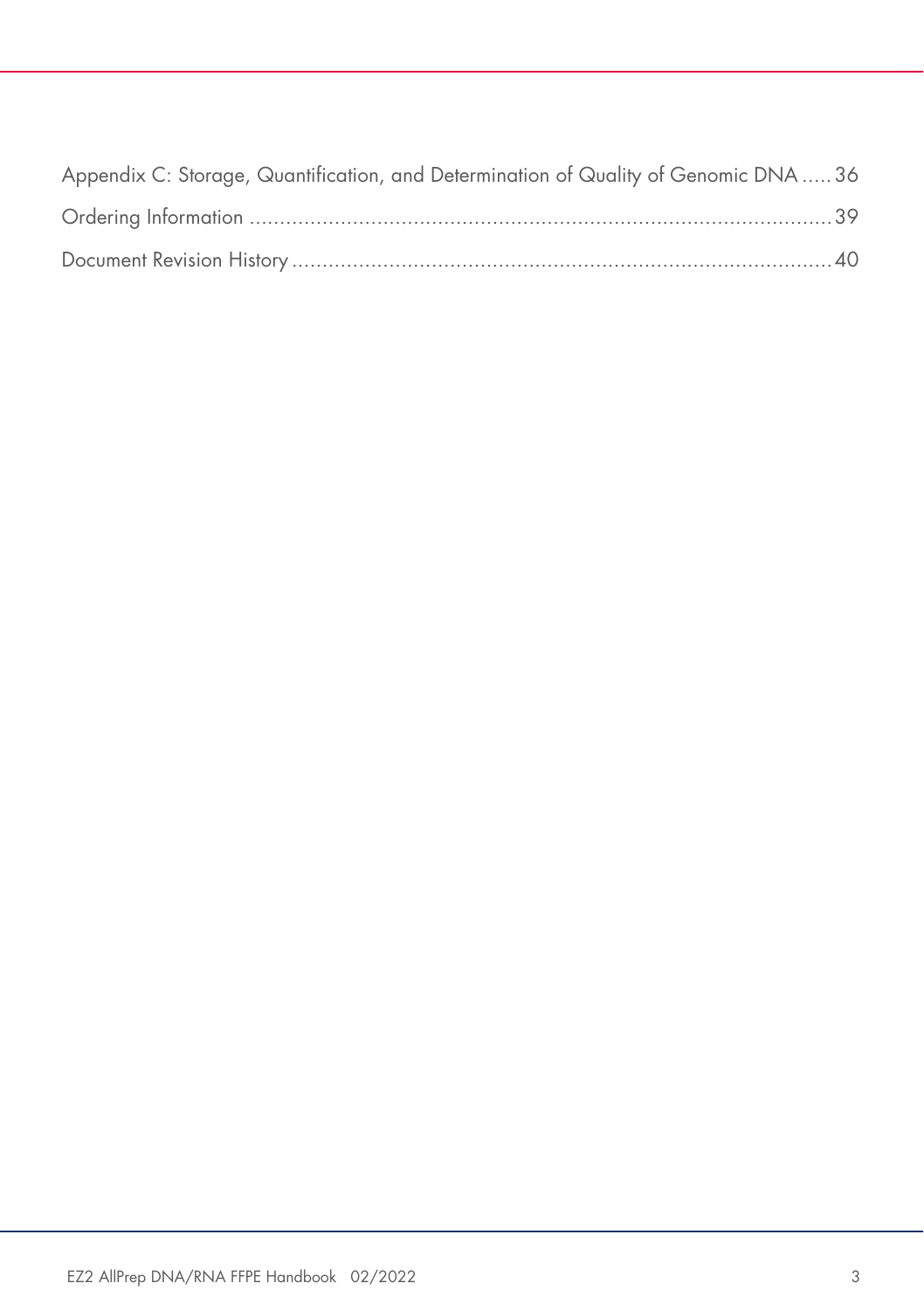Appendix C: Storage, Quantification, and Determination of Quality of Genomic DNA ..... 36

Ordering Information ..... 39

Document Revision History ..... 40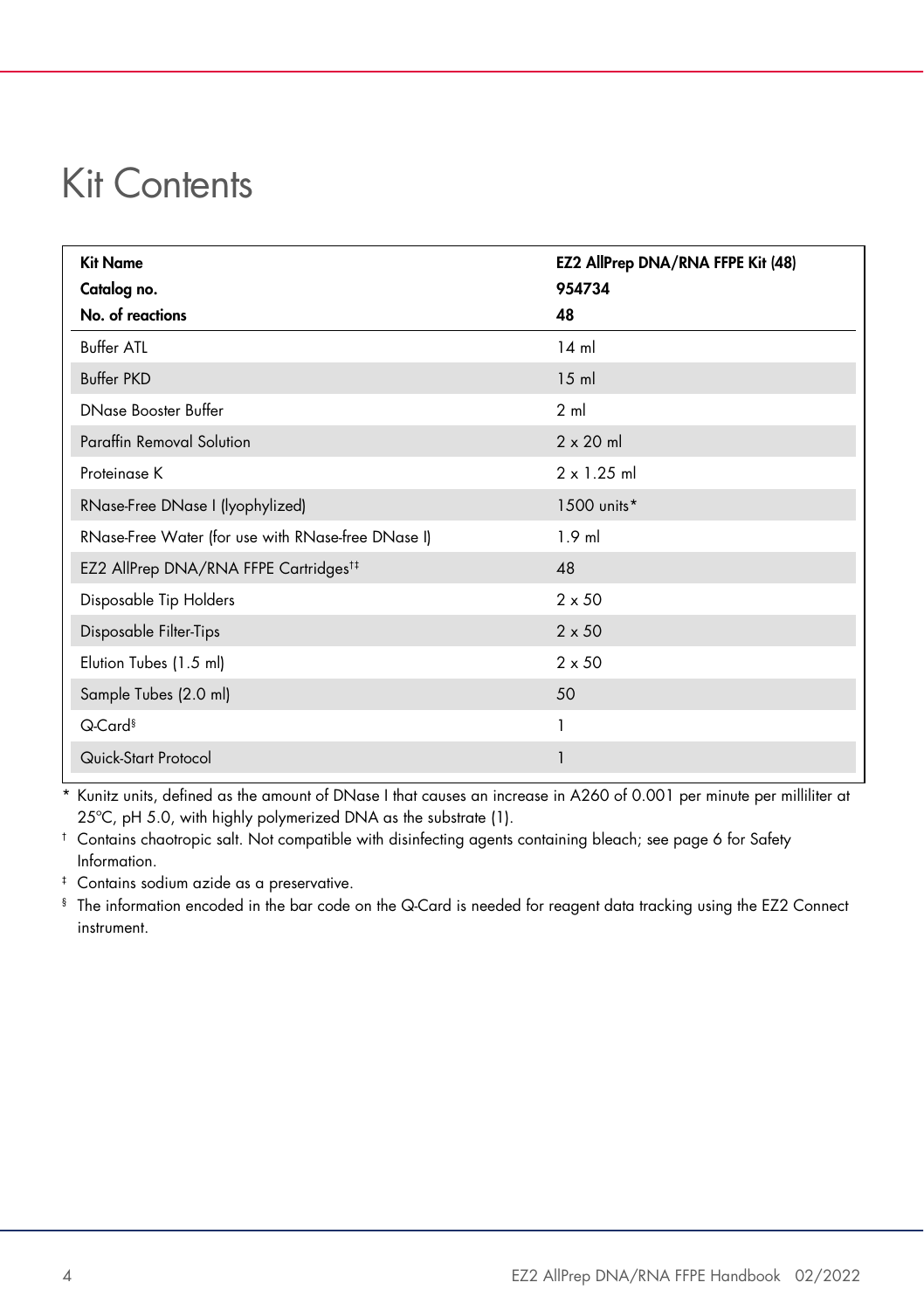# Kit Contents

| **Kit Name**<br>**Catalog no.**<br>**No. of reactions** | **EZ2 AllPrep DNA/RNA FFPE Kit (48)**<br>**954734**<br>**48** |
|---|---|
| Buffer ATL | 14 ml |
| Buffer PKD | 15 ml |
| DNase Booster Buffer | 2 ml |
| Paraffin Removal Solution | 2 x 20 ml |
| Proteinase K | 2 x 1.25 ml |
| RNase-Free DNase I (lyophylized) | 1500 units* |
| RNase-Free Water (for use with RNase-free DNase I) | 1.9 ml |
| EZ2 AllPrep DNA/RNA FFPE Cartridges†‡ | 48 |
| Disposable Tip Holders | 2 x 50 |
| Disposable Filter-Tips | 2 x 50 |
| Elution Tubes (1.5 ml) | 2 x 50 |
| Sample Tubes (2.0 ml) | 50 |
| Q-Card§ | 1 |
| Quick-Start Protocol | 1 |

\* Kunitz units, defined as the amount of DNase I that causes an increase in A260 of 0.001 per minute per milliliter at 25°C, pH 5.0, with highly polymerized DNA as the substrate (1).

† Contains chaotropic salt. Not compatible with disinfecting agents containing bleach; see page 6 for Safety Information.

‡ Contains sodium azide as a preservative.

§ The information encoded in the bar code on the Q-Card is needed for reagent data tracking using the EZ2 Connect instrument.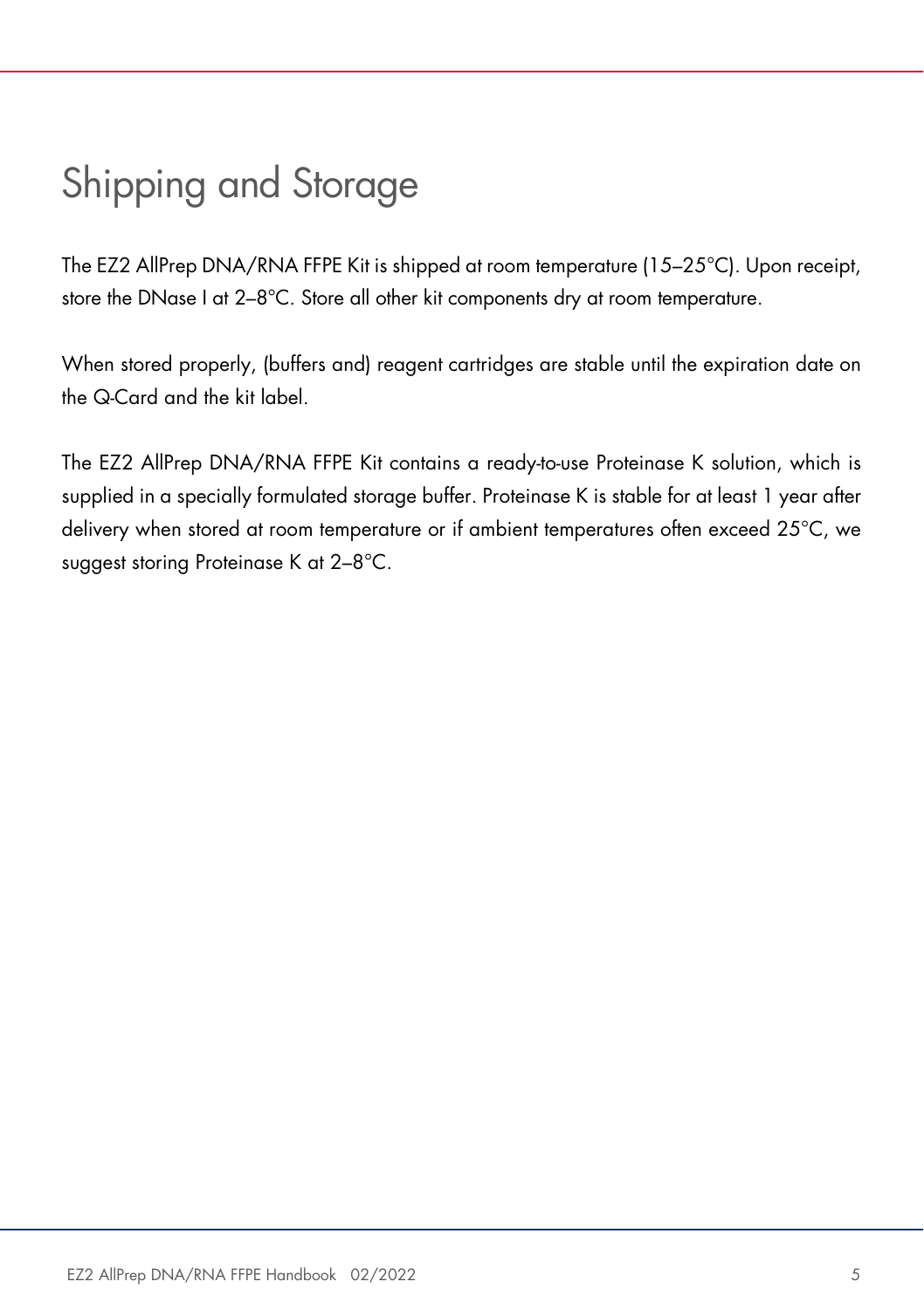# Shipping and Storage

The EZ2 AllPrep DNA/RNA FFPE Kit is shipped at room temperature (15–25°C). Upon receipt, store the DNase I at 2–8°C. Store all other kit components dry at room temperature.

When stored properly, (buffers and) reagent cartridges are stable until the expiration date on the Q-Card and the kit label.

The EZ2 AllPrep DNA/RNA FFPE Kit contains a ready-to-use Proteinase K solution, which is supplied in a specially formulated storage buffer. Proteinase K is stable for at least 1 year after delivery when stored at room temperature or if ambient temperatures often exceed 25°C, we suggest storing Proteinase K at 2–8°C.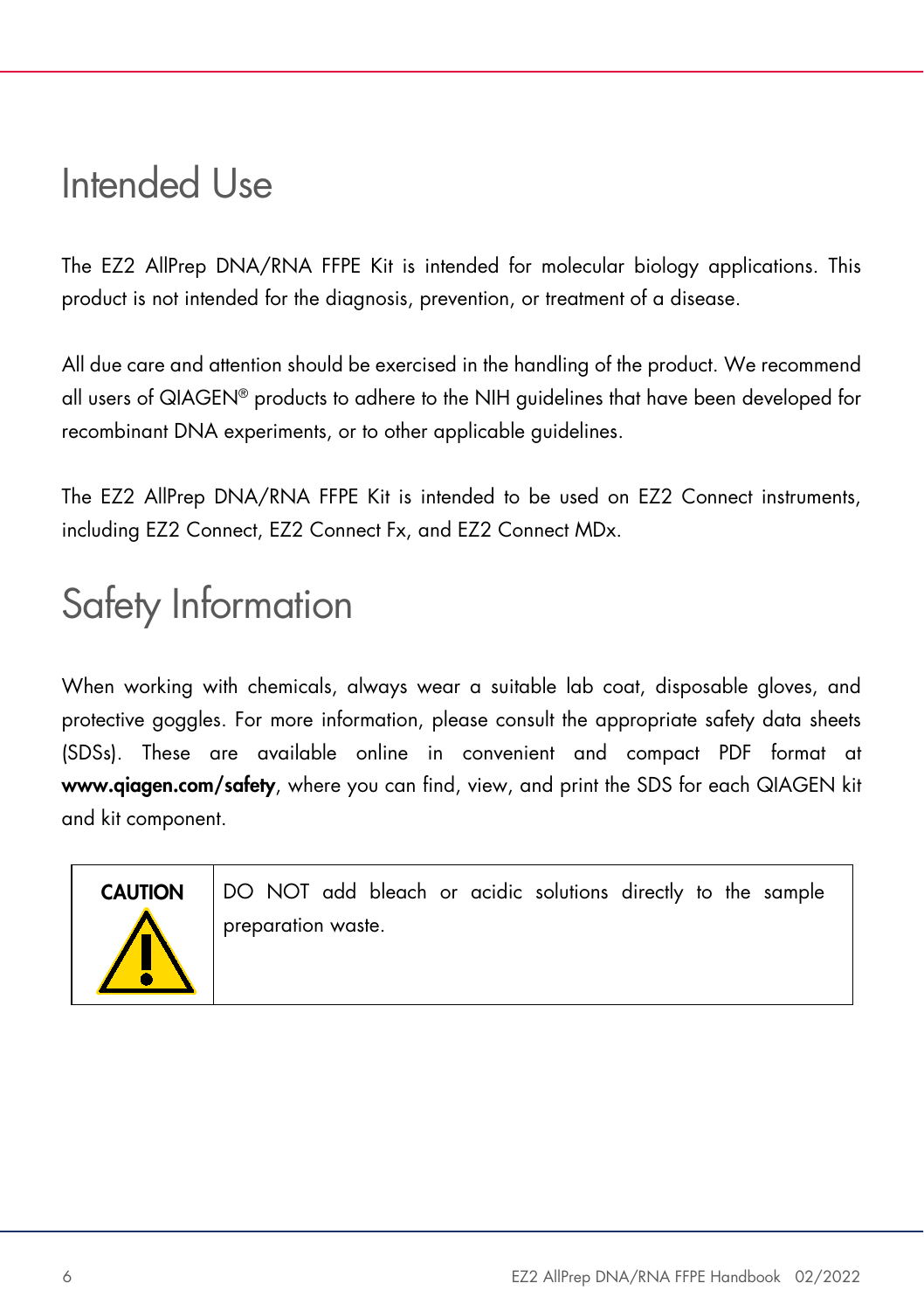# Intended Use

The EZ2 AllPrep DNA/RNA FFPE Kit is intended for molecular biology applications. This product is not intended for the diagnosis, prevention, or treatment of a disease.

All due care and attention should be exercised in the handling of the product. We recommend all users of QIAGEN® products to adhere to the NIH guidelines that have been developed for recombinant DNA experiments, or to other applicable guidelines.

The EZ2 AllPrep DNA/RNA FFPE Kit is intended to be used on EZ2 Connect instruments, including EZ2 Connect, EZ2 Connect Fx, and EZ2 Connect MDx.

# Safety Information

When working with chemicals, always wear a suitable lab coat, disposable gloves, and protective goggles. For more information, please consult the appropriate safety data sheets (SDSs). These are available online in convenient and compact PDF format at **www.qiagen.com/safety**, where you can find, view, and print the SDS for each QIAGEN kit and kit component.

| **CAUTION** | DO NOT add bleach or acidic solutions directly to the sample preparation waste. |
|---|---|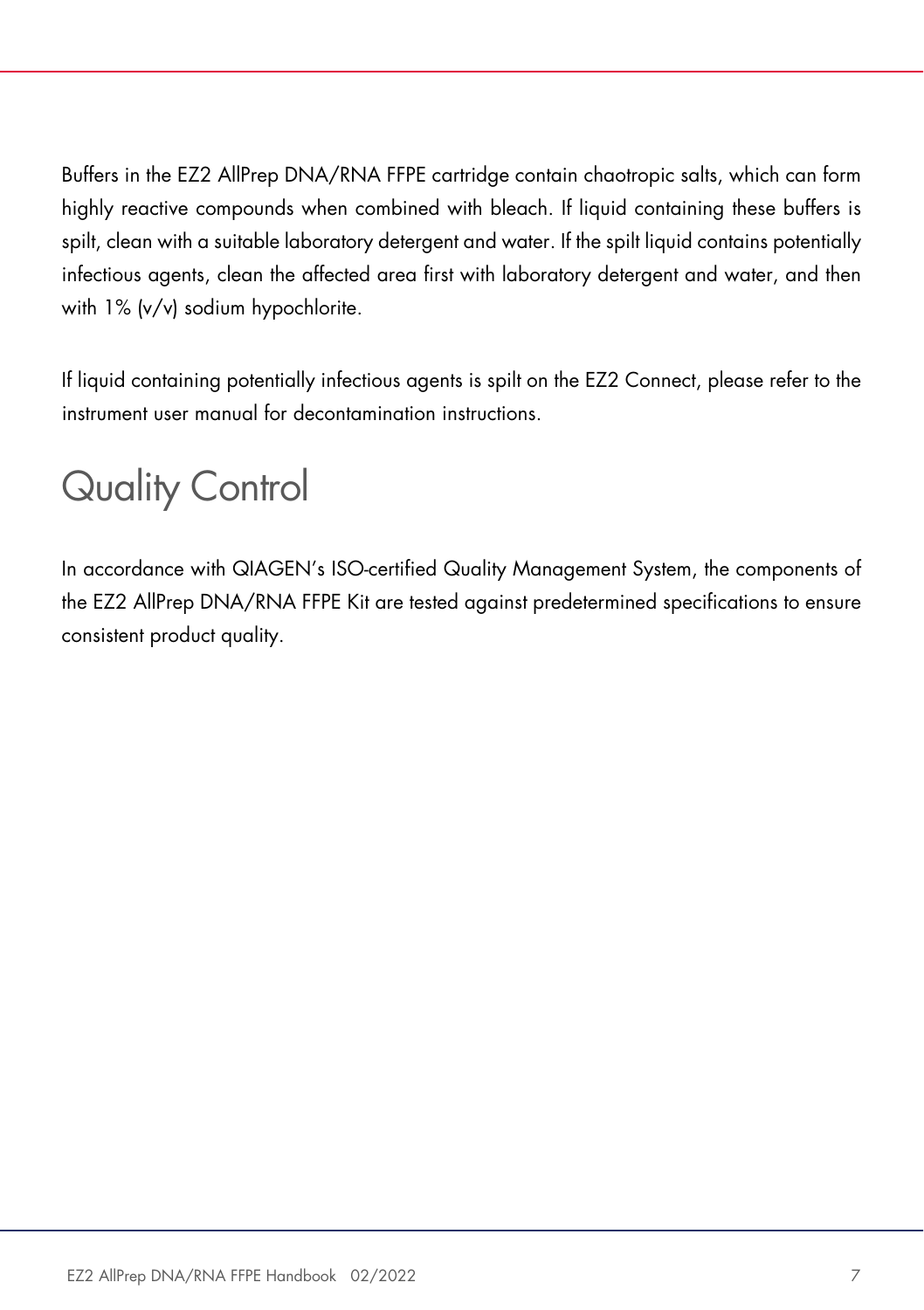Buffers in the EZ2 AllPrep DNA/RNA FFPE cartridge contain chaotropic salts, which can form highly reactive compounds when combined with bleach. If liquid containing these buffers is spilt, clean with a suitable laboratory detergent and water. If the spilt liquid contains potentially infectious agents, clean the affected area first with laboratory detergent and water, and then with 1% (v/v) sodium hypochlorite.

If liquid containing potentially infectious agents is spilt on the EZ2 Connect, please refer to the instrument user manual for decontamination instructions.

# Quality Control

In accordance with QIAGEN's ISO-certified Quality Management System, the components of the EZ2 AllPrep DNA/RNA FFPE Kit are tested against predetermined specifications to ensure consistent product quality.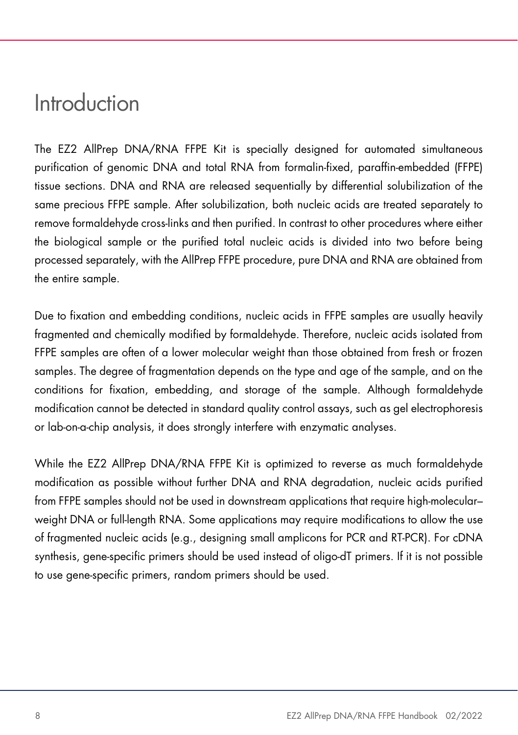# Introduction

The EZ2 AllPrep DNA/RNA FFPE Kit is specially designed for automated simultaneous purification of genomic DNA and total RNA from formalin-fixed, paraffin-embedded (FFPE) tissue sections. DNA and RNA are released sequentially by differential solubilization of the same precious FFPE sample. After solubilization, both nucleic acids are treated separately to remove formaldehyde cross-links and then purified. In contrast to other procedures where either the biological sample or the purified total nucleic acids is divided into two before being processed separately, with the AllPrep FFPE procedure, pure DNA and RNA are obtained from the entire sample.

Due to fixation and embedding conditions, nucleic acids in FFPE samples are usually heavily fragmented and chemically modified by formaldehyde. Therefore, nucleic acids isolated from FFPE samples are often of a lower molecular weight than those obtained from fresh or frozen samples. The degree of fragmentation depends on the type and age of the sample, and on the conditions for fixation, embedding, and storage of the sample. Although formaldehyde modification cannot be detected in standard quality control assays, such as gel electrophoresis or lab-on-a-chip analysis, it does strongly interfere with enzymatic analyses.

While the EZ2 AllPrep DNA/RNA FFPE Kit is optimized to reverse as much formaldehyde modification as possible without further DNA and RNA degradation, nucleic acids purified from FFPE samples should not be used in downstream applications that require high-molecular–weight DNA or full-length RNA. Some applications may require modifications to allow the use of fragmented nucleic acids (e.g., designing small amplicons for PCR and RT-PCR). For cDNA synthesis, gene-specific primers should be used instead of oligo-dT primers. If it is not possible to use gene-specific primers, random primers should be used.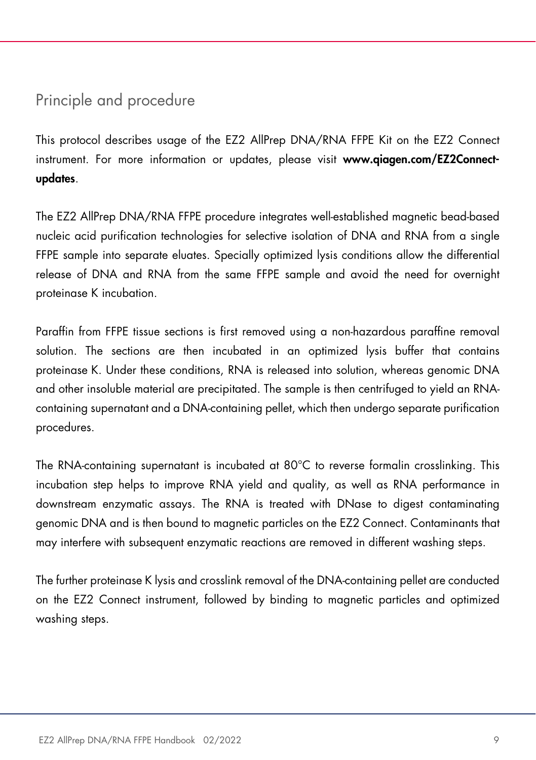## Principle and procedure

This protocol describes usage of the EZ2 AllPrep DNA/RNA FFPE Kit on the EZ2 Connect instrument. For more information or updates, please visit **www.qiagen.com/EZ2Connect-updates**.

The EZ2 AllPrep DNA/RNA FFPE procedure integrates well-established magnetic bead-based nucleic acid purification technologies for selective isolation of DNA and RNA from a single FFPE sample into separate eluates. Specially optimized lysis conditions allow the differential release of DNA and RNA from the same FFPE sample and avoid the need for overnight proteinase K incubation.

Paraffin from FFPE tissue sections is first removed using a non-hazardous paraffine removal solution. The sections are then incubated in an optimized lysis buffer that contains proteinase K. Under these conditions, RNA is released into solution, whereas genomic DNA and other insoluble material are precipitated. The sample is then centrifuged to yield an RNA-containing supernatant and a DNA-containing pellet, which then undergo separate purification procedures.

The RNA-containing supernatant is incubated at 80°C to reverse formalin crosslinking. This incubation step helps to improve RNA yield and quality, as well as RNA performance in downstream enzymatic assays. The RNA is treated with DNase to digest contaminating genomic DNA and is then bound to magnetic particles on the EZ2 Connect. Contaminants that may interfere with subsequent enzymatic reactions are removed in different washing steps.

The further proteinase K lysis and crosslink removal of the DNA-containing pellet are conducted on the EZ2 Connect instrument, followed by binding to magnetic particles and optimized washing steps.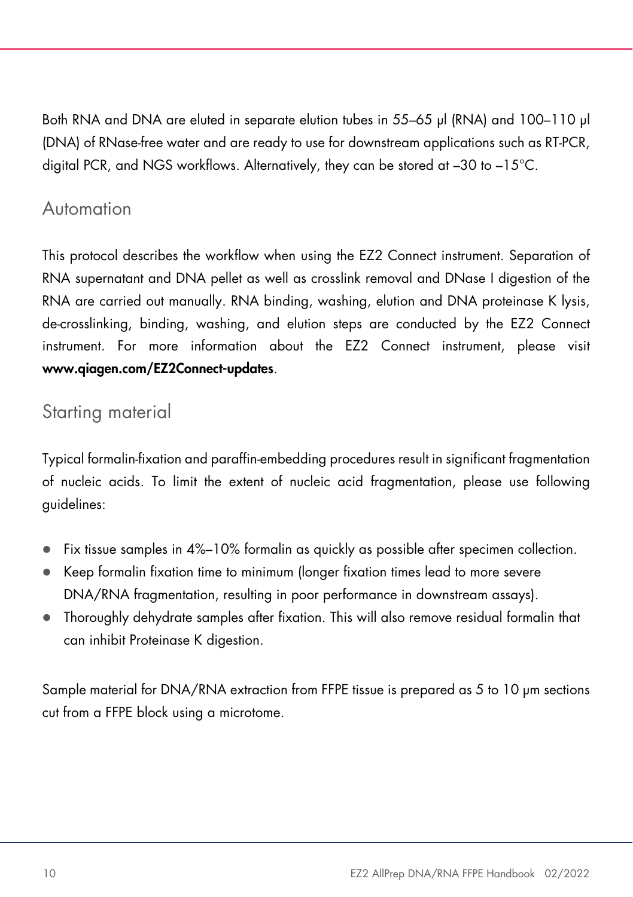Both RNA and DNA are eluted in separate elution tubes in 55–65 µl (RNA) and 100–110 µl (DNA) of RNase-free water and are ready to use for downstream applications such as RT-PCR, digital PCR, and NGS workflows. Alternatively, they can be stored at –30 to –15°C.

## Automation

This protocol describes the workflow when using the EZ2 Connect instrument. Separation of RNA supernatant and DNA pellet as well as crosslink removal and DNase I digestion of the RNA are carried out manually. RNA binding, washing, elution and DNA proteinase K lysis, de-crosslinking, binding, washing, and elution steps are conducted by the EZ2 Connect instrument. For more information about the EZ2 Connect instrument, please visit **www.qiagen.com/EZ2Connect-updates**.

## Starting material

Typical formalin-fixation and paraffin-embedding procedures result in significant fragmentation of nucleic acids. To limit the extent of nucleic acid fragmentation, please use following guidelines:

- Fix tissue samples in 4%–10% formalin as quickly as possible after specimen collection.
- Keep formalin fixation time to minimum (longer fixation times lead to more severe DNA/RNA fragmentation, resulting in poor performance in downstream assays).
- Thoroughly dehydrate samples after fixation. This will also remove residual formalin that can inhibit Proteinase K digestion.

Sample material for DNA/RNA extraction from FFPE tissue is prepared as 5 to 10 µm sections cut from a FFPE block using a microtome.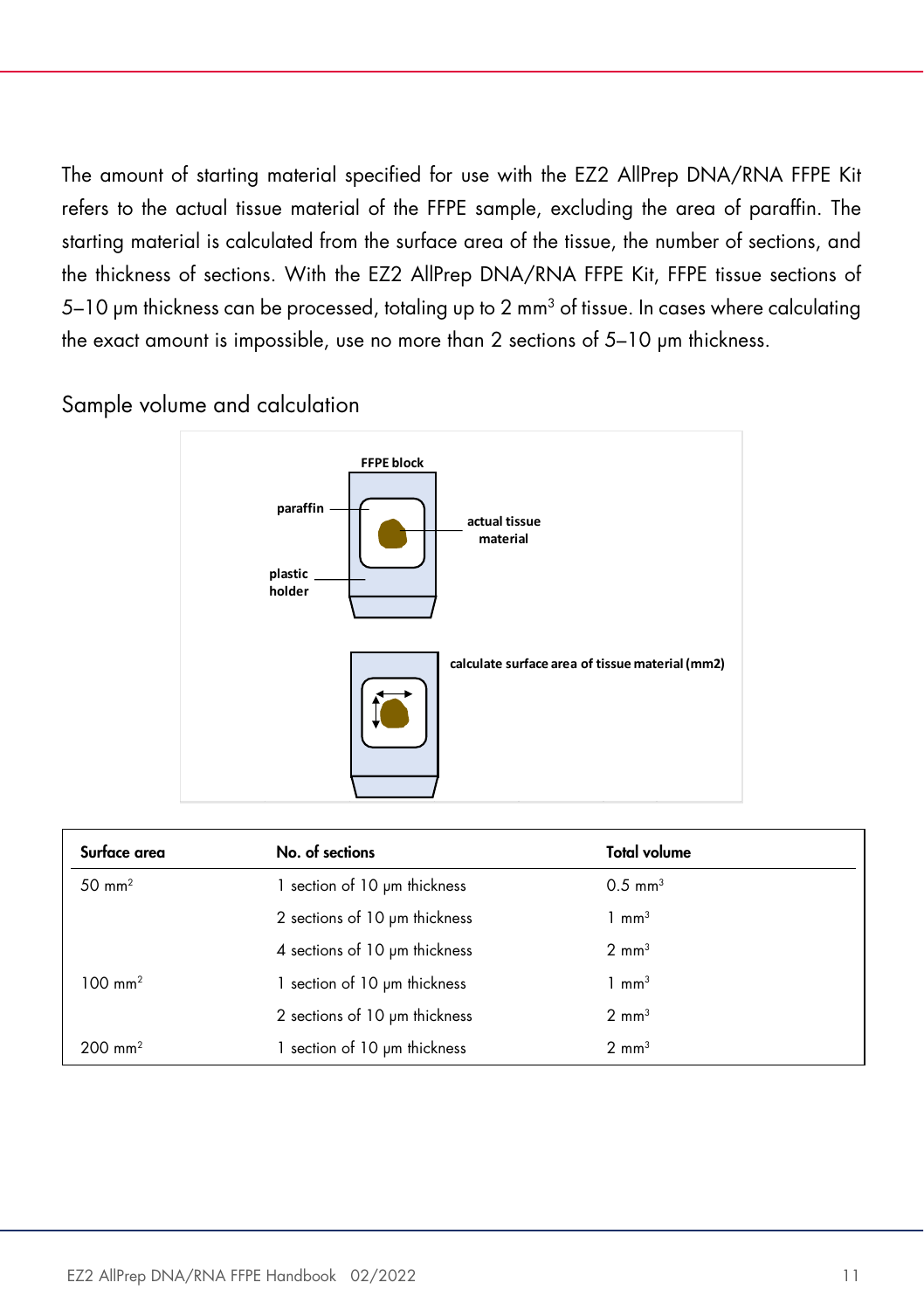The amount of starting material specified for use with the EZ2 AllPrep DNA/RNA FFPE Kit refers to the actual tissue material of the FFPE sample, excluding the area of paraffin. The starting material is calculated from the surface area of the tissue, the number of sections, and the thickness of sections. With the EZ2 AllPrep DNA/RNA FFPE Kit, FFPE tissue sections of 5–10 µm thickness can be processed, totaling up to 2 $mm^3$ of tissue. In cases where calculating the exact amount is impossible, use no more than 2 sections of 5–10 µm thickness.

## Sample volume and calculation

FFPE block

paraffin

actual tissue material

plastic holder

calculate surface area of tissue material (mm2)

| Surface area | No. of sections | Total volume |
|---|---|---|
| 50 $mm^2$ | 1 section of 10 µm thickness | 0.5 $mm^3$ |
| | 2 sections of 10 µm thickness | 1 $mm^3$ |
| | 4 sections of 10 µm thickness | 2 $mm^3$ |
| 100 $mm^2$ | 1 section of 10 µm thickness | 1 $mm^3$ |
| | 2 sections of 10 µm thickness | 2 $mm^3$ |
| 200 $mm^2$ | 1 section of 10 µm thickness | 2 $mm^3$ |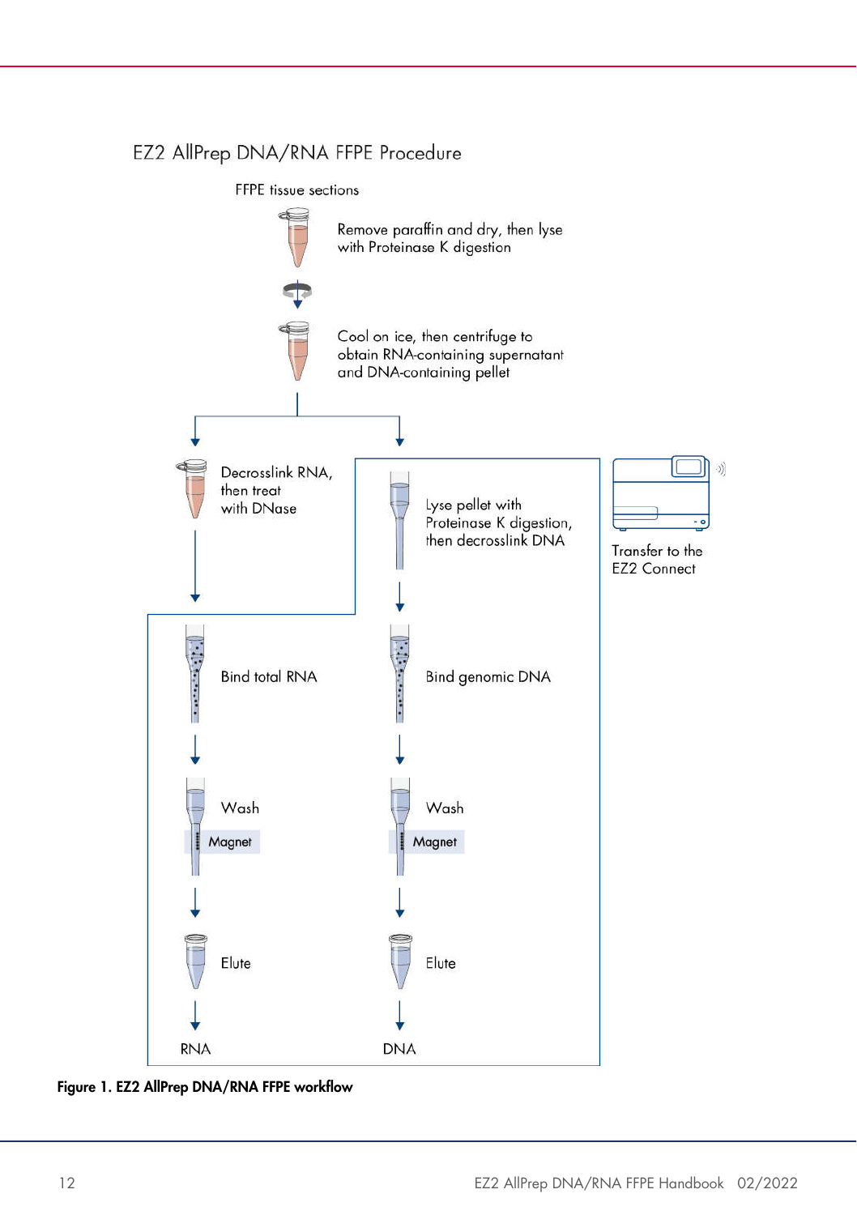EZ2 AllPrep DNA/RNA FFPE Procedure

FFPE tissue sections

Remove paraffin and dry, then lyse with Proteinase K digestion

Cool on ice, then centrifuge to obtain RNA-containing supernatant and DNA-containing pellet

Decrosslink RNA, then treat with DNase

Lyse pellet with Proteinase K digestion, then decrosslink DNA

Transfer to the EZ2 Connect

Bind total RNA

Bind genomic DNA

Wash

Magnet

Wash

Magnet

Elute

Elute

RNA

DNA

**Figure 1. EZ2 AllPrep DNA/RNA FFPE workflow**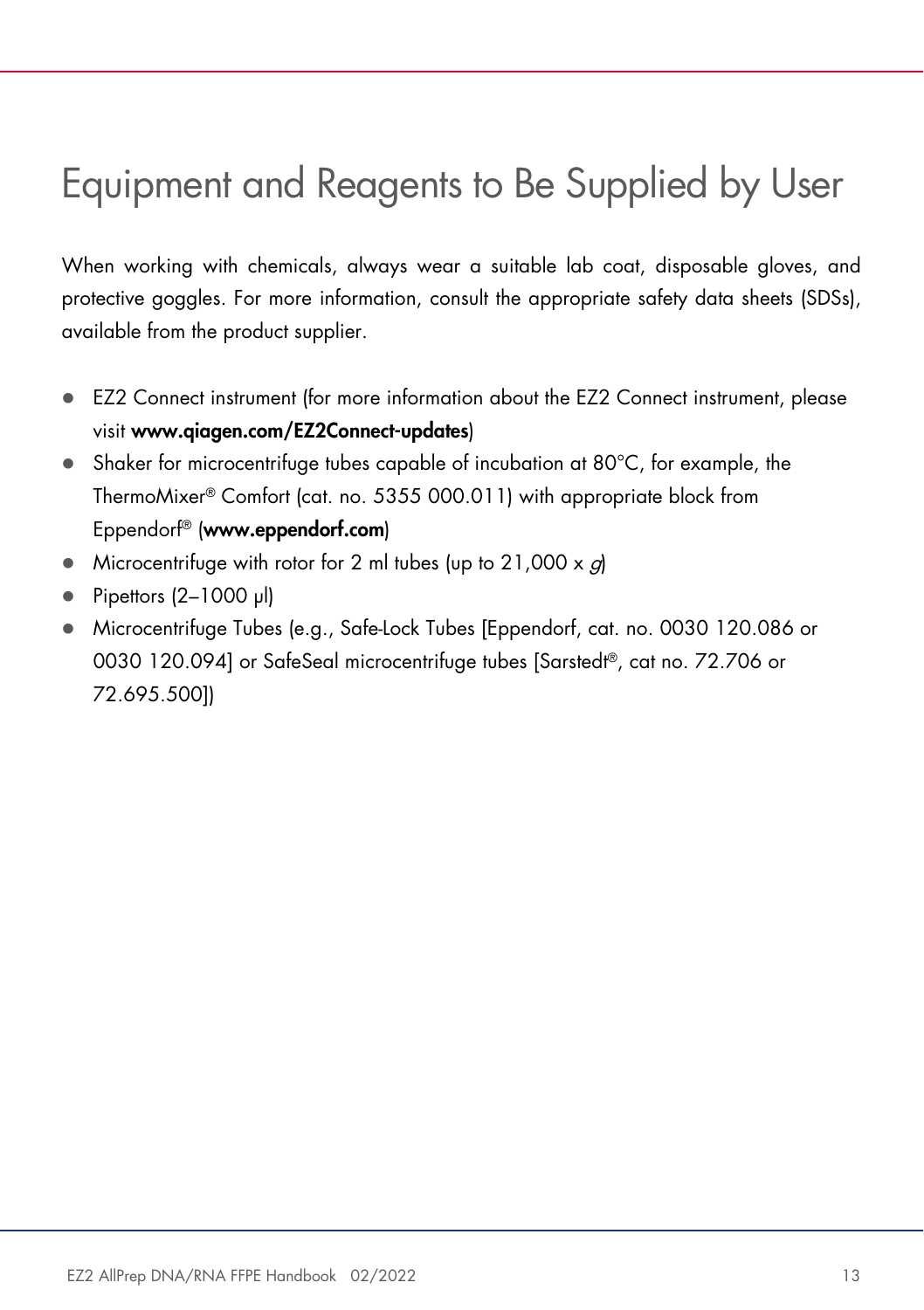# Equipment and Reagents to Be Supplied by User

When working with chemicals, always wear a suitable lab coat, disposable gloves, and protective goggles. For more information, consult the appropriate safety data sheets (SDSs), available from the product supplier.

- EZ2 Connect instrument (for more information about the EZ2 Connect instrument, please visit **www.qiagen.com/EZ2Connect-updates**)
- Shaker for microcentrifuge tubes capable of incubation at 80°C, for example, the ThermoMixer® Comfort (cat. no. 5355 000.011) with appropriate block from Eppendorf® (**www.eppendorf.com**)
- Microcentrifuge with rotor for 2 ml tubes (up to 21,000 x *g*)
- Pipettors (2–1000 µl)
- Microcentrifuge Tubes (e.g., Safe-Lock Tubes [Eppendorf, cat. no. 0030 120.086 or 0030 120.094] or SafeSeal microcentrifuge tubes [Sarstedt®, cat no. 72.706 or 72.695.500])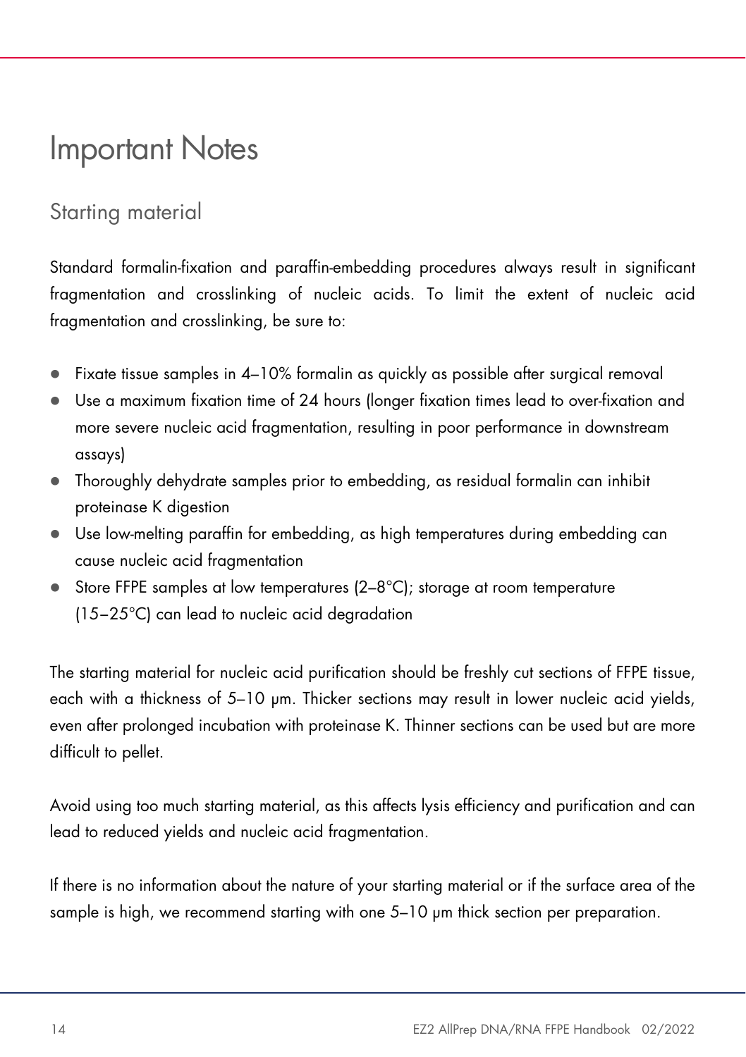# Important Notes

## Starting material

Standard formalin-fixation and paraffin-embedding procedures always result in significant fragmentation and crosslinking of nucleic acids. To limit the extent of nucleic acid fragmentation and crosslinking, be sure to:

- Fixate tissue samples in 4–10% formalin as quickly as possible after surgical removal
- Use a maximum fixation time of 24 hours (longer fixation times lead to over-fixation and more severe nucleic acid fragmentation, resulting in poor performance in downstream assays)
- Thoroughly dehydrate samples prior to embedding, as residual formalin can inhibit proteinase K digestion
- Use low-melting paraffin for embedding, as high temperatures during embedding can cause nucleic acid fragmentation
- Store FFPE samples at low temperatures (2–8°C); storage at room temperature (15–25°C) can lead to nucleic acid degradation

The starting material for nucleic acid purification should be freshly cut sections of FFPE tissue, each with a thickness of 5–10 µm. Thicker sections may result in lower nucleic acid yields, even after prolonged incubation with proteinase K. Thinner sections can be used but are more difficult to pellet.

Avoid using too much starting material, as this affects lysis efficiency and purification and can lead to reduced yields and nucleic acid fragmentation.

If there is no information about the nature of your starting material or if the surface area of the sample is high, we recommend starting with one 5–10 µm thick section per preparation.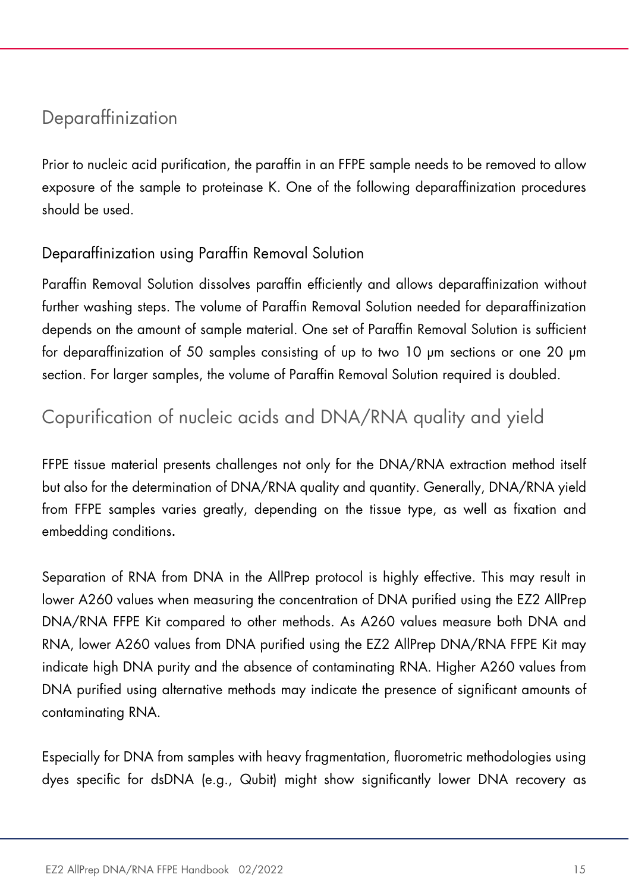## Deparaffinization

Prior to nucleic acid purification, the paraffin in an FFPE sample needs to be removed to allow exposure of the sample to proteinase K. One of the following deparaffinization procedures should be used.

### Deparaffinization using Paraffin Removal Solution

Paraffin Removal Solution dissolves paraffin efficiently and allows deparaffinization without further washing steps. The volume of Paraffin Removal Solution needed for deparaffinization depends on the amount of sample material. One set of Paraffin Removal Solution is sufficient for deparaffinization of 50 samples consisting of up to two 10 µm sections or one 20 µm section. For larger samples, the volume of Paraffin Removal Solution required is doubled.

## Copurification of nucleic acids and DNA/RNA quality and yield

FFPE tissue material presents challenges not only for the DNA/RNA extraction method itself but also for the determination of DNA/RNA quality and quantity. Generally, DNA/RNA yield from FFPE samples varies greatly, depending on the tissue type, as well as fixation and embedding conditions.

Separation of RNA from DNA in the AllPrep protocol is highly effective. This may result in lower A260 values when measuring the concentration of DNA purified using the EZ2 AllPrep DNA/RNA FFPE Kit compared to other methods. As A260 values measure both DNA and RNA, lower A260 values from DNA purified using the EZ2 AllPrep DNA/RNA FFPE Kit may indicate high DNA purity and the absence of contaminating RNA. Higher A260 values from DNA purified using alternative methods may indicate the presence of significant amounts of contaminating RNA.

Especially for DNA from samples with heavy fragmentation, fluorometric methodologies using dyes specific for dsDNA (e.g., Qubit) might show significantly lower DNA recovery as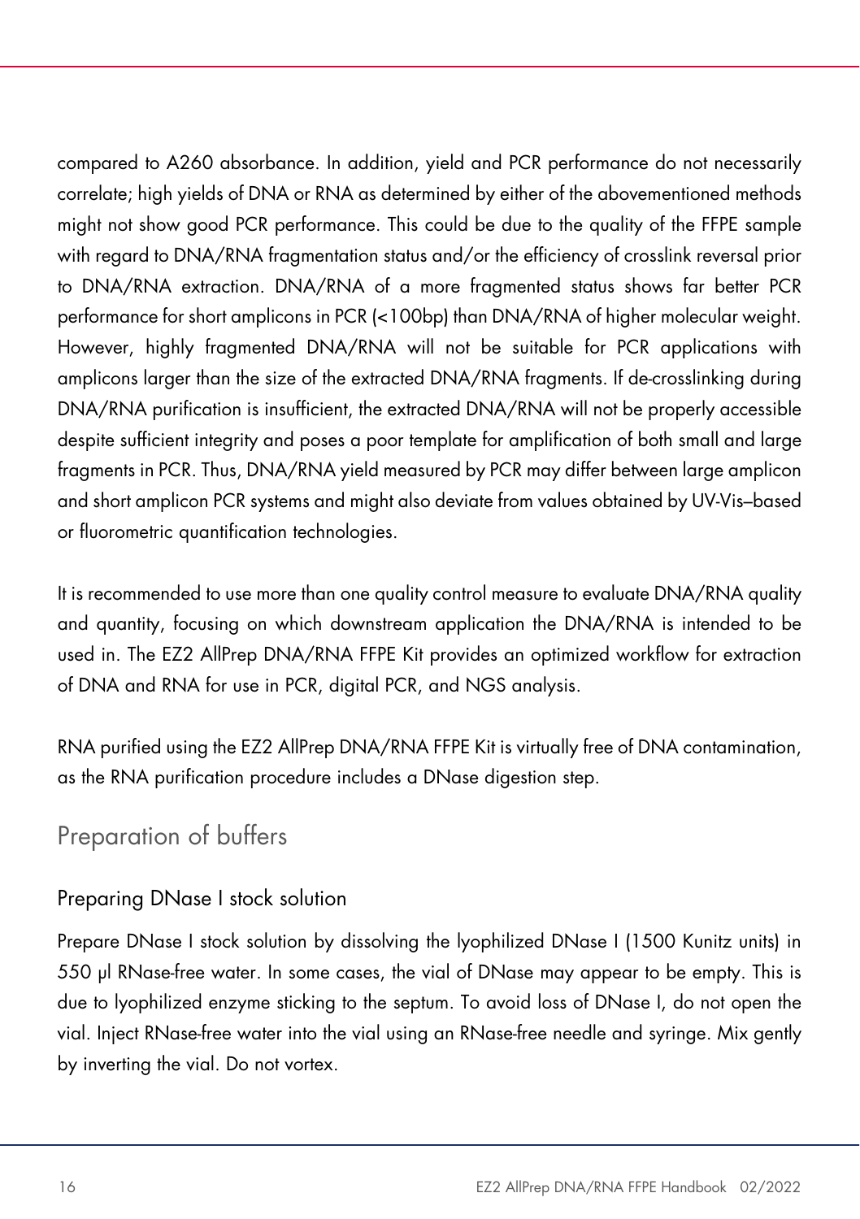compared to A260 absorbance. In addition, yield and PCR performance do not necessarily correlate; high yields of DNA or RNA as determined by either of the abovementioned methods might not show good PCR performance. This could be due to the quality of the FFPE sample with regard to DNA/RNA fragmentation status and/or the efficiency of crosslink reversal prior to DNA/RNA extraction. DNA/RNA of a more fragmented status shows far better PCR performance for short amplicons in PCR (<100bp) than DNA/RNA of higher molecular weight. However, highly fragmented DNA/RNA will not be suitable for PCR applications with amplicons larger than the size of the extracted DNA/RNA fragments. If de-crosslinking during DNA/RNA purification is insufficient, the extracted DNA/RNA will not be properly accessible despite sufficient integrity and poses a poor template for amplification of both small and large fragments in PCR. Thus, DNA/RNA yield measured by PCR may differ between large amplicon and short amplicon PCR systems and might also deviate from values obtained by UV-Vis–based or fluorometric quantification technologies.

It is recommended to use more than one quality control measure to evaluate DNA/RNA quality and quantity, focusing on which downstream application the DNA/RNA is intended to be used in. The EZ2 AllPrep DNA/RNA FFPE Kit provides an optimized workflow for extraction of DNA and RNA for use in PCR, digital PCR, and NGS analysis.

RNA purified using the EZ2 AllPrep DNA/RNA FFPE Kit is virtually free of DNA contamination, as the RNA purification procedure includes a DNase digestion step.

## Preparation of buffers

### Preparing DNase I stock solution

Prepare DNase I stock solution by dissolving the lyophilized DNase I (1500 Kunitz units) in 550 µl RNase-free water. In some cases, the vial of DNase may appear to be empty. This is due to lyophilized enzyme sticking to the septum. To avoid loss of DNase I, do not open the vial. Inject RNase-free water into the vial using an RNase-free needle and syringe. Mix gently by inverting the vial. Do not vortex.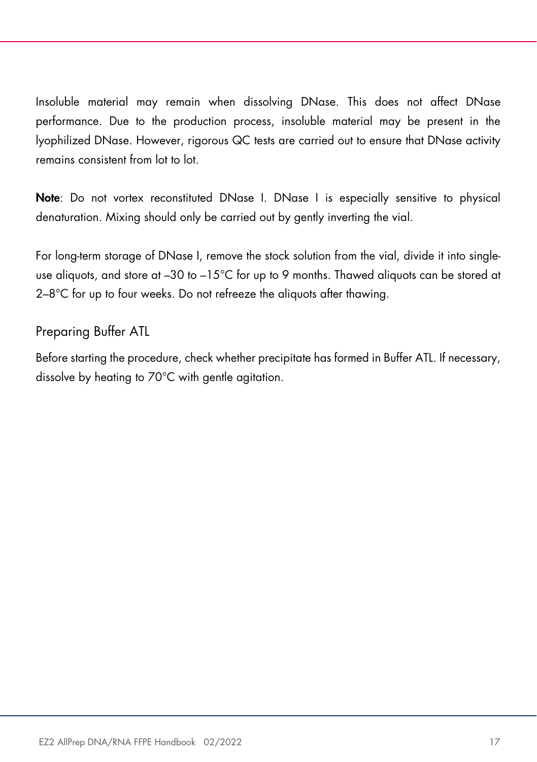Insoluble material may remain when dissolving DNase. This does not affect DNase performance. Due to the production process, insoluble material may be present in the lyophilized DNase. However, rigorous QC tests are carried out to ensure that DNase activity remains consistent from lot to lot.

**Note**: Do not vortex reconstituted DNase I. DNase I is especially sensitive to physical denaturation. Mixing should only be carried out by gently inverting the vial.

For long-term storage of DNase I, remove the stock solution from the vial, divide it into single-use aliquots, and store at –30 to –15°C for up to 9 months. Thawed aliquots can be stored at 2–8°C for up to four weeks. Do not refreeze the aliquots after thawing.

## Preparing Buffer ATL

Before starting the procedure, check whether precipitate has formed in Buffer ATL. If necessary, dissolve by heating to 70°C with gentle agitation.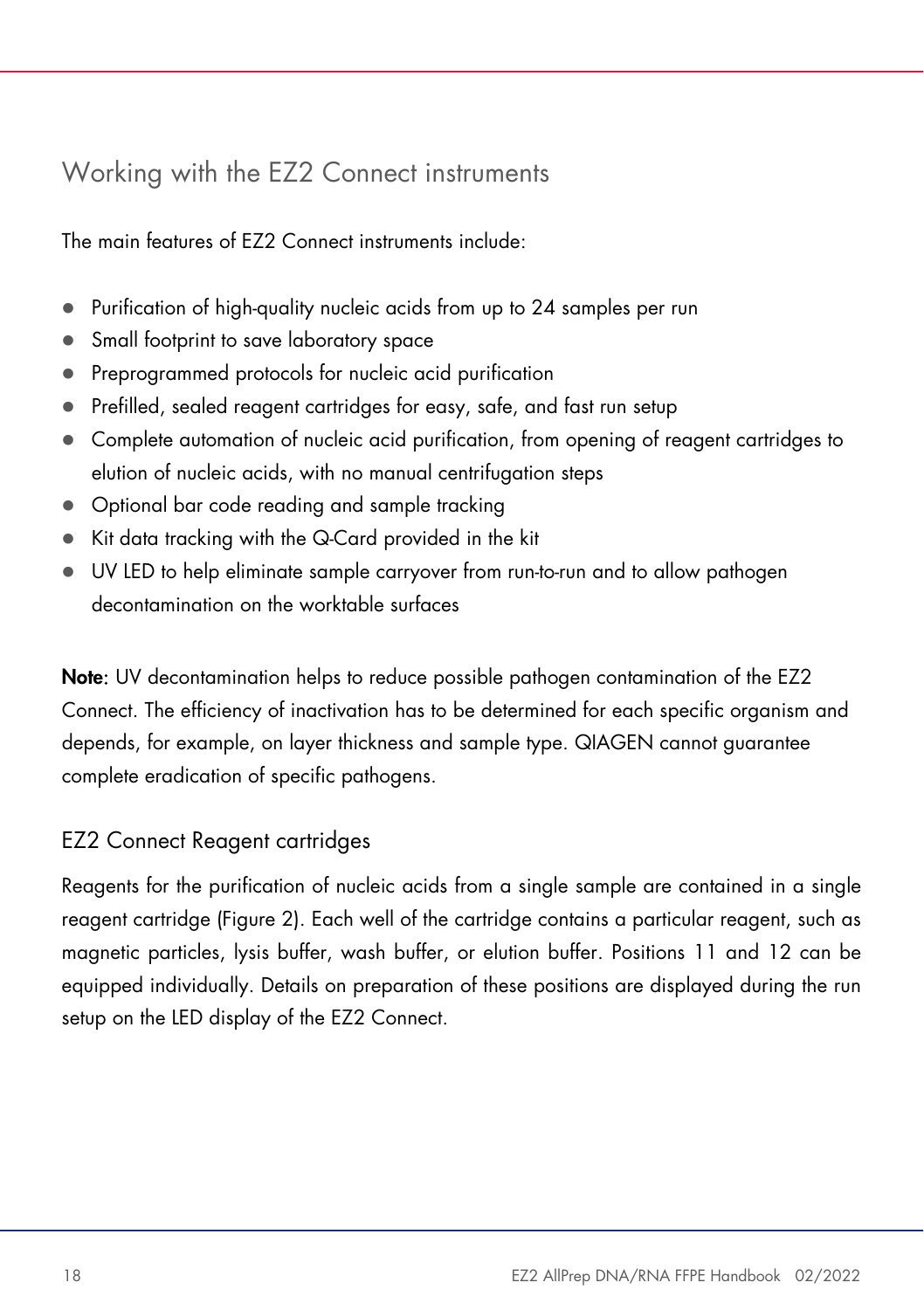## Working with the EZ2 Connect instruments

The main features of EZ2 Connect instruments include:

- Purification of high-quality nucleic acids from up to 24 samples per run
- Small footprint to save laboratory space
- Preprogrammed protocols for nucleic acid purification
- Prefilled, sealed reagent cartridges for easy, safe, and fast run setup
- Complete automation of nucleic acid purification, from opening of reagent cartridges to elution of nucleic acids, with no manual centrifugation steps
- Optional bar code reading and sample tracking
- Kit data tracking with the Q-Card provided in the kit
- UV LED to help eliminate sample carryover from run-to-run and to allow pathogen decontamination on the worktable surfaces

**Note**: UV decontamination helps to reduce possible pathogen contamination of the EZ2 Connect. The efficiency of inactivation has to be determined for each specific organism and depends, for example, on layer thickness and sample type. QIAGEN cannot guarantee complete eradication of specific pathogens.

### EZ2 Connect Reagent cartridges

Reagents for the purification of nucleic acids from a single sample are contained in a single reagent cartridge (Figure 2). Each well of the cartridge contains a particular reagent, such as magnetic particles, lysis buffer, wash buffer, or elution buffer. Positions 11 and 12 can be equipped individually. Details on preparation of these positions are displayed during the run setup on the LED display of the EZ2 Connect.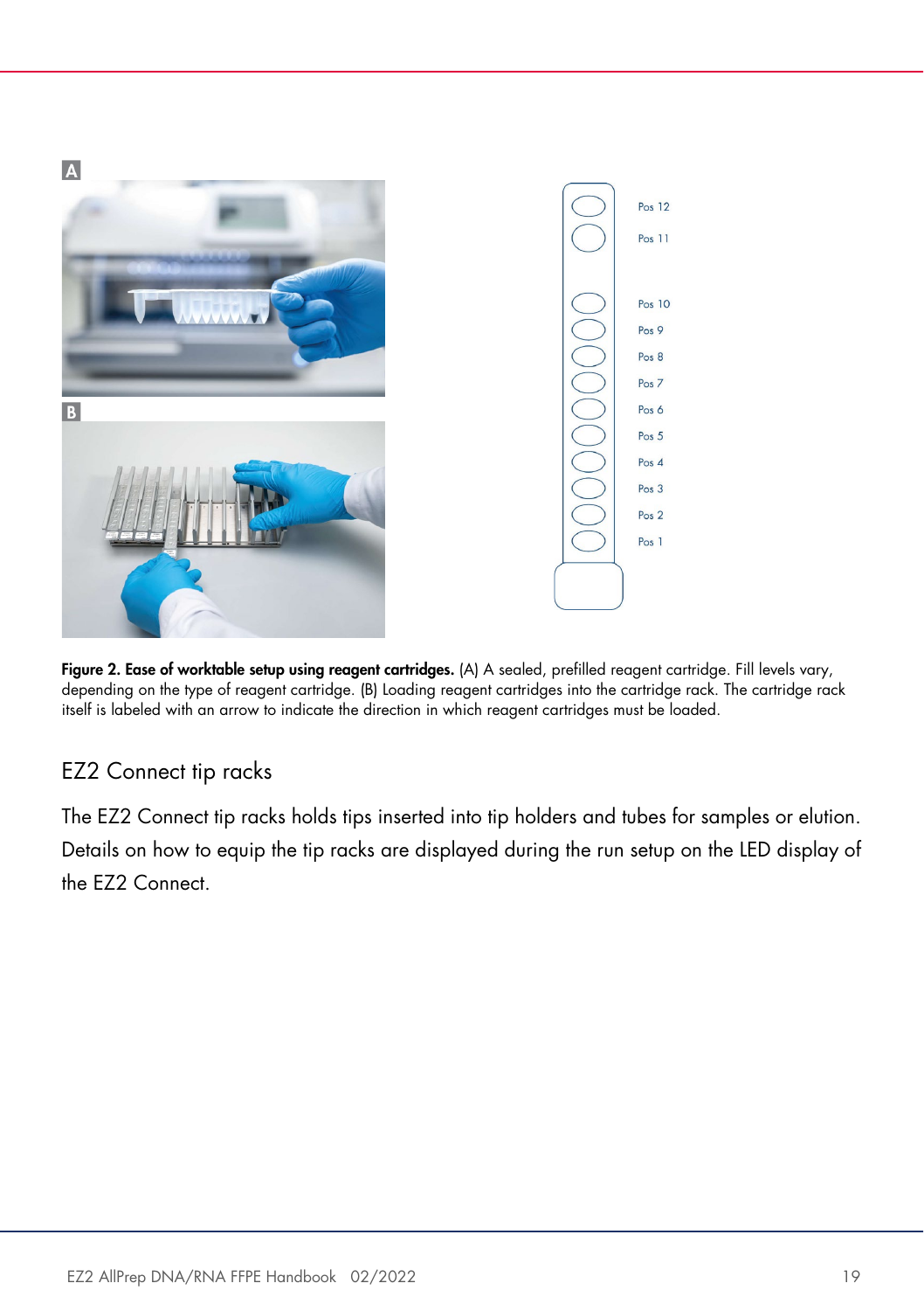A

B

Pos 12

Pos 11

Pos 10

Pos 9

Pos 8

Pos 7

Pos 6

Pos 5

Pos 4

Pos 3

Pos 2

Pos 1

**Figure 2. Ease of worktable setup using reagent cartridges.** (A) A sealed, prefilled reagent cartridge. Fill levels vary, depending on the type of reagent cartridge. (B) Loading reagent cartridges into the cartridge rack. The cartridge rack itself is labeled with an arrow to indicate the direction in which reagent cartridges must be loaded.

## EZ2 Connect tip racks

The EZ2 Connect tip racks holds tips inserted into tip holders and tubes for samples or elution. Details on how to equip the tip racks are displayed during the run setup on the LED display of the EZ2 Connect.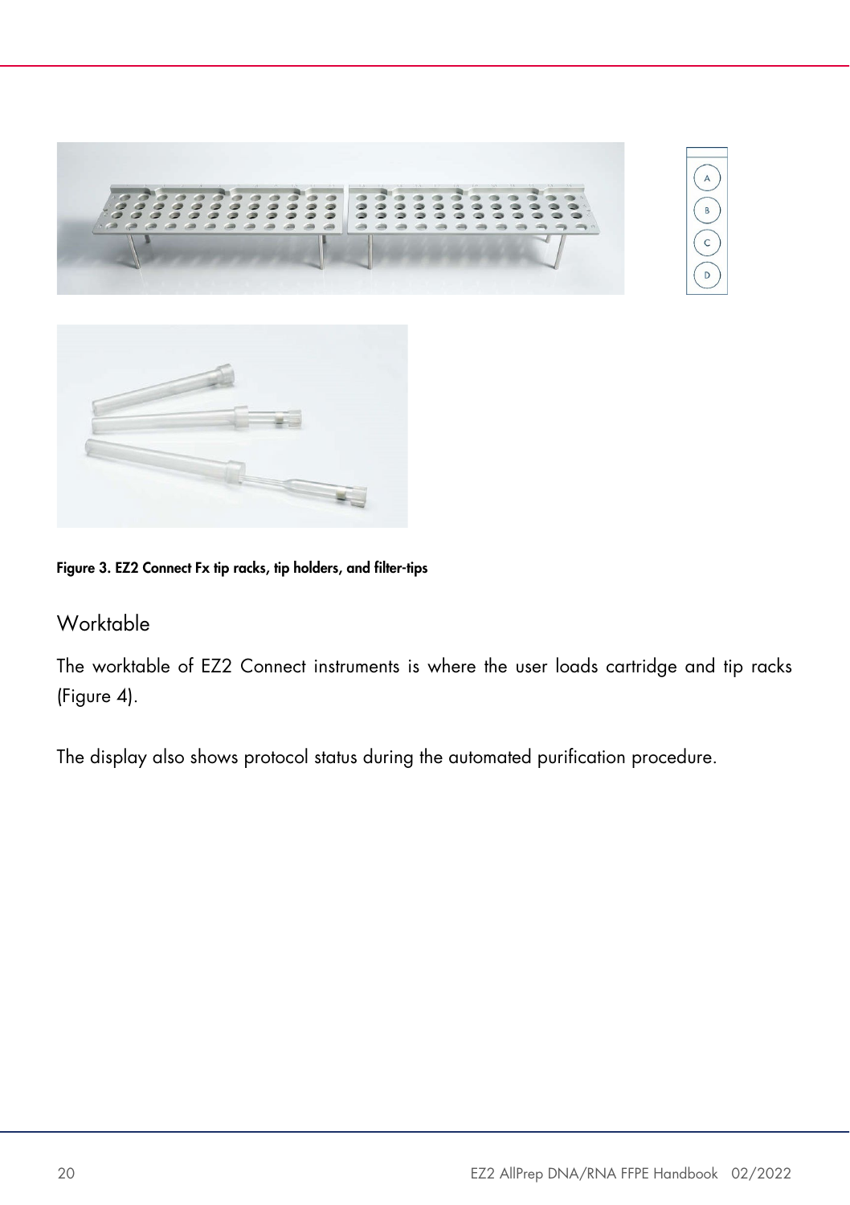Figure 3. EZ2 Connect Fx tip racks, tip holders, and filter-tips

## Worktable

The worktable of EZ2 Connect instruments is where the user loads cartridge and tip racks (Figure 4).

The display also shows protocol status during the automated purification procedure.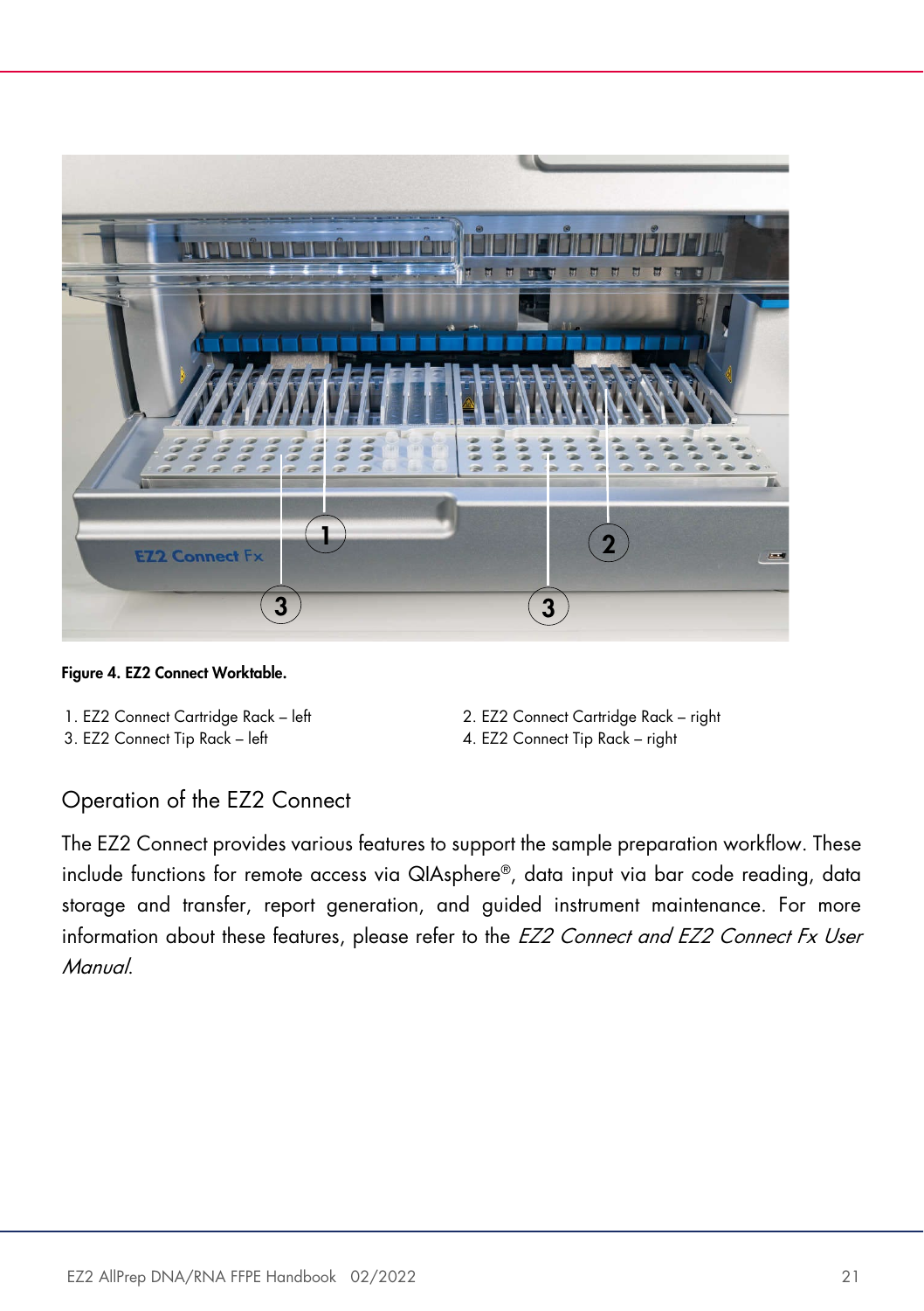**Figure 4. EZ2 Connect Worktable.**

1. EZ2 Connect Cartridge Rack – left
2. EZ2 Connect Cartridge Rack – right
3. EZ2 Connect Tip Rack – left
4. EZ2 Connect Tip Rack – right

## Operation of the EZ2 Connect

The EZ2 Connect provides various features to support the sample preparation workflow. These include functions for remote access via QIAsphere®, data input via bar code reading, data storage and transfer, report generation, and guided instrument maintenance. For more information about these features, please refer to the *EZ2 Connect and EZ2 Connect Fx User Manual*.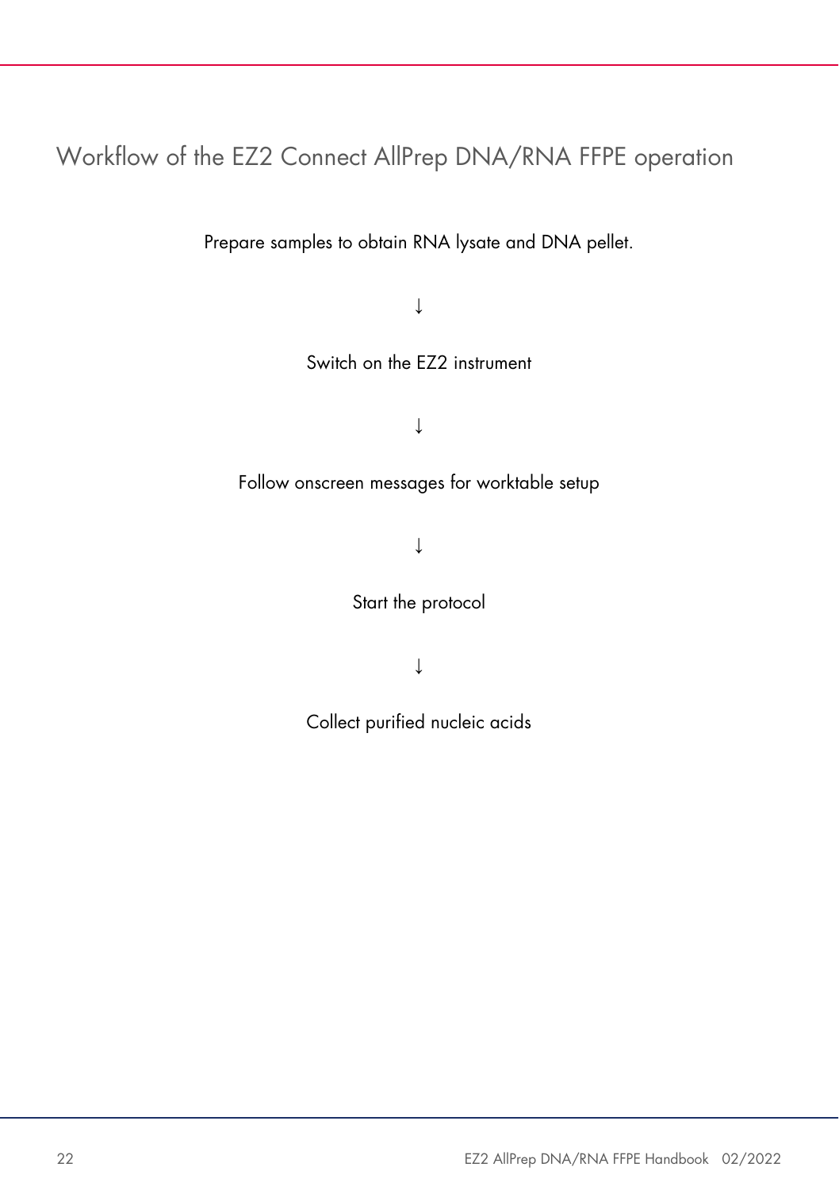## Workflow of the EZ2 Connect AllPrep DNA/RNA FFPE operation

Prepare samples to obtain RNA lysate and DNA pellet.

↓

Switch on the EZ2 instrument

↓

Follow onscreen messages for worktable setup

↓

Start the protocol

↓

Collect purified nucleic acids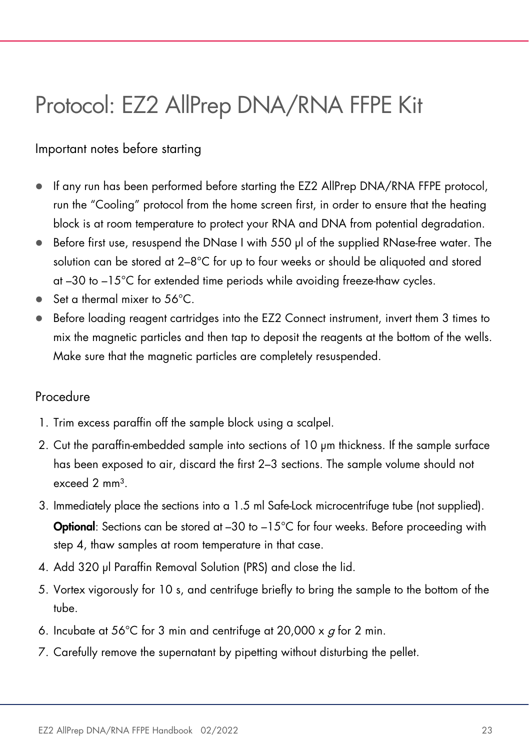# Protocol: EZ2 AllPrep DNA/RNA FFPE Kit

## Important notes before starting

- If any run has been performed before starting the EZ2 AllPrep DNA/RNA FFPE protocol, run the "Cooling" protocol from the home screen first, in order to ensure that the heating block is at room temperature to protect your RNA and DNA from potential degradation.
- Before first use, resuspend the DNase I with 550 µl of the supplied RNase-free water. The solution can be stored at 2–8°C for up to four weeks or should be aliquoted and stored at –30 to –15°C for extended time periods while avoiding freeze-thaw cycles.
- Set a thermal mixer to 56°C.
- Before loading reagent cartridges into the EZ2 Connect instrument, invert them 3 times to mix the magnetic particles and then tap to deposit the reagents at the bottom of the wells. Make sure that the magnetic particles are completely resuspended.

## Procedure

1. Trim excess paraffin off the sample block using a scalpel.
2. Cut the paraffin-embedded sample into sections of 10 µm thickness. If the sample surface has been exposed to air, discard the first 2–3 sections. The sample volume should not exceed 2 $mm^3$.
3. Immediately place the sections into a 1.5 ml Safe-Lock microcentrifuge tube (not supplied).
   **Optional**: Sections can be stored at –30 to –15°C for four weeks. Before proceeding with step 4, thaw samples at room temperature in that case.
4. Add 320 µl Paraffin Removal Solution (PRS) and close the lid.
5. Vortex vigorously for 10 s, and centrifuge briefly to bring the sample to the bottom of the tube.
6. Incubate at 56°C for 3 min and centrifuge at 20,000 x *g* for 2 min.
7. Carefully remove the supernatant by pipetting without disturbing the pellet.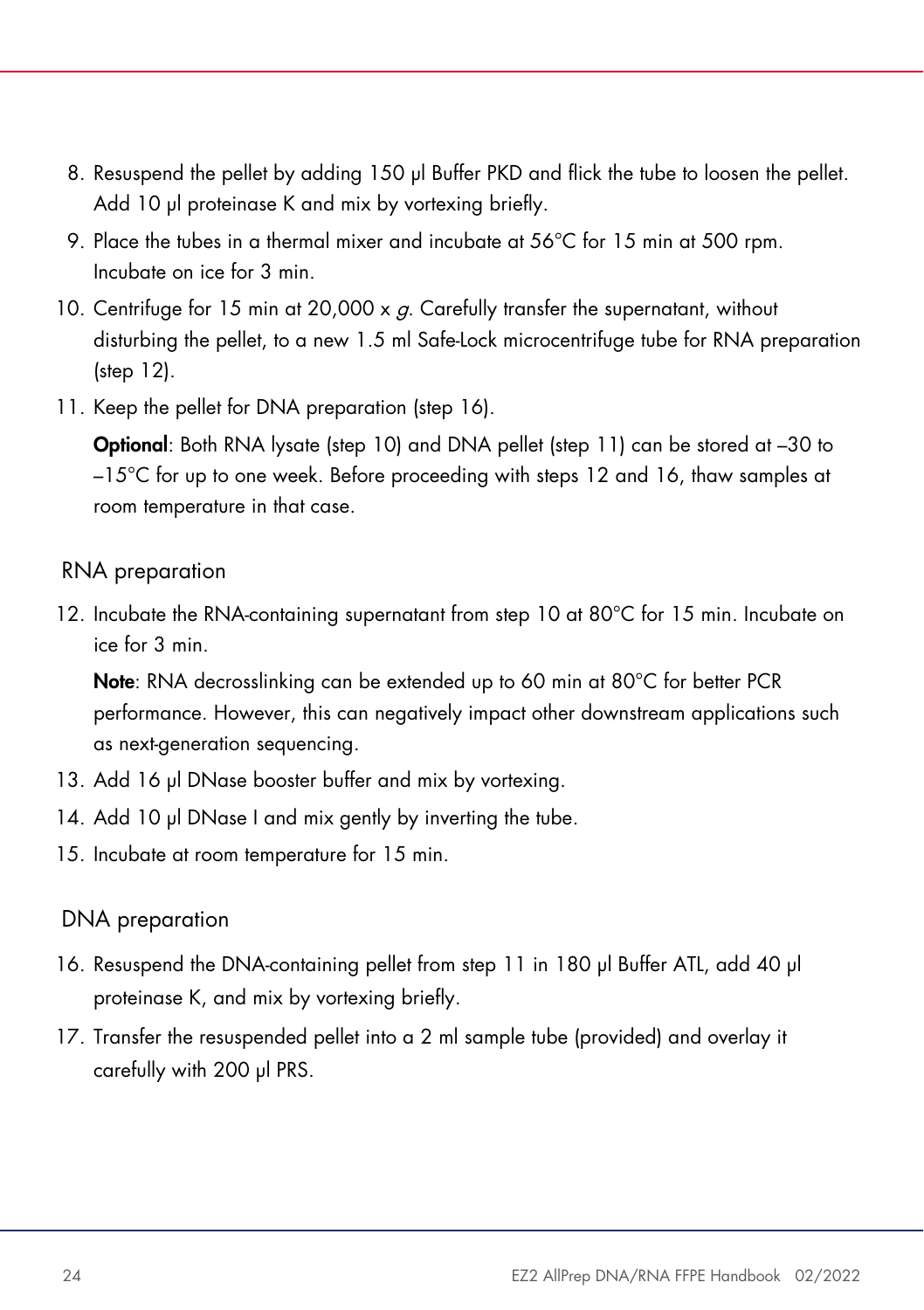8. Resuspend the pellet by adding 150 µl Buffer PKD and flick the tube to loosen the pellet. Add 10 µl proteinase K and mix by vortexing briefly.
9. Place the tubes in a thermal mixer and incubate at 56°C for 15 min at 500 rpm. Incubate on ice for 3 min.
10. Centrifuge for 15 min at 20,000 x *g*. Carefully transfer the supernatant, without disturbing the pellet, to a new 1.5 ml Safe-Lock microcentrifuge tube for RNA preparation (step 12).
11. Keep the pellet for DNA preparation (step 16).

    **Optional**: Both RNA lysate (step 10) and DNA pellet (step 11) can be stored at –30 to –15°C for up to one week. Before proceeding with steps 12 and 16, thaw samples at room temperature in that case.

## RNA preparation

12. Incubate the RNA-containing supernatant from step 10 at 80°C for 15 min. Incubate on ice for 3 min.

    **Note**: RNA decrosslinking can be extended up to 60 min at 80°C for better PCR performance. However, this can negatively impact other downstream applications such as next-generation sequencing.
13. Add 16 µl DNase booster buffer and mix by vortexing.
14. Add 10 µl DNase I and mix gently by inverting the tube.
15. Incubate at room temperature for 15 min.

## DNA preparation

16. Resuspend the DNA-containing pellet from step 11 in 180 µl Buffer ATL, add 40 µl proteinase K, and mix by vortexing briefly.
17. Transfer the resuspended pellet into a 2 ml sample tube (provided) and overlay it carefully with 200 µl PRS.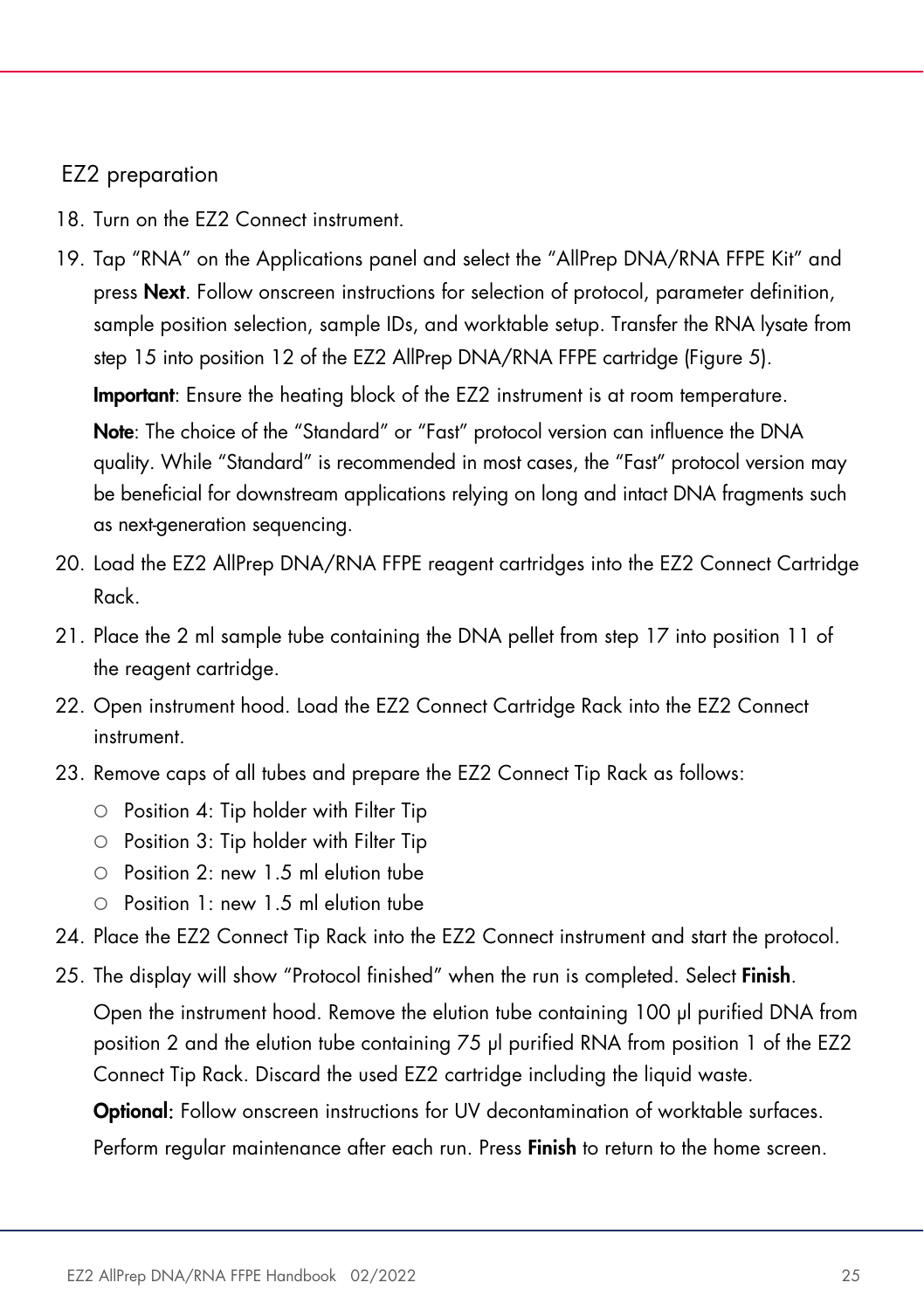## EZ2 preparation

18. Turn on the EZ2 Connect instrument.
19. Tap "RNA" on the Applications panel and select the "AllPrep DNA/RNA FFPE Kit" and press **Next**. Follow onscreen instructions for selection of protocol, parameter definition, sample position selection, sample IDs, and worktable setup. Transfer the RNA lysate from step 15 into position 12 of the EZ2 AllPrep DNA/RNA FFPE cartridge (Figure 5).

    **Important**: Ensure the heating block of the EZ2 instrument is at room temperature.

    **Note**: The choice of the "Standard" or "Fast" protocol version can influence the DNA quality. While "Standard" is recommended in most cases, the "Fast" protocol version may be beneficial for downstream applications relying on long and intact DNA fragments such as next-generation sequencing.
20. Load the EZ2 AllPrep DNA/RNA FFPE reagent cartridges into the EZ2 Connect Cartridge Rack.
21. Place the 2 ml sample tube containing the DNA pellet from step 17 into position 11 of the reagent cartridge.
22. Open instrument hood. Load the EZ2 Connect Cartridge Rack into the EZ2 Connect instrument.
23. Remove caps of all tubes and prepare the EZ2 Connect Tip Rack as follows:
    - Position 4: Tip holder with Filter Tip
    - Position 3: Tip holder with Filter Tip
    - Position 2: new 1.5 ml elution tube
    - Position 1: new 1.5 ml elution tube
24. Place the EZ2 Connect Tip Rack into the EZ2 Connect instrument and start the protocol.
25. The display will show "Protocol finished" when the run is completed. Select **Finish**.

    Open the instrument hood. Remove the elution tube containing 100 µl purified DNA from position 2 and the elution tube containing 75 µl purified RNA from position 1 of the EZ2 Connect Tip Rack. Discard the used EZ2 cartridge including the liquid waste.

    **Optional**: Follow onscreen instructions for UV decontamination of worktable surfaces.

    Perform regular maintenance after each run. Press **Finish** to return to the home screen.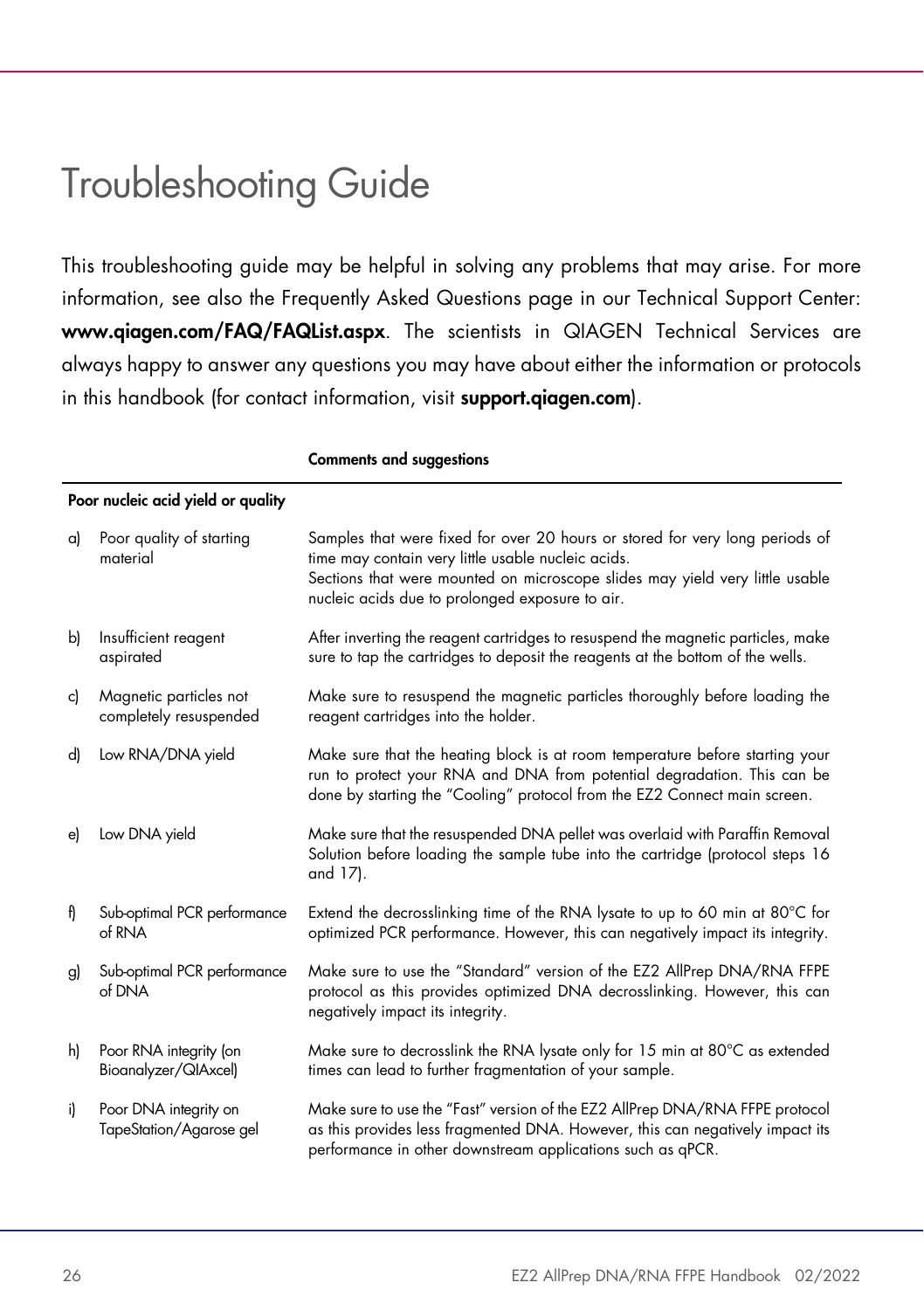# Troubleshooting Guide

This troubleshooting guide may be helpful in solving any problems that may arise. For more information, see also the Frequently Asked Questions page in our Technical Support Center: **www.qiagen.com/FAQ/FAQList.aspx**. The scientists in QIAGEN Technical Services are always happy to answer any questions you may have about either the information or protocols in this handbook (for contact information, visit **support.qiagen.com**).

| | | Comments and suggestions |
|---|---|---|
| **Poor nucleic acid yield or quality** | | |
| a) | Poor quality of starting material | Samples that were fixed for over 20 hours or stored for very long periods of time may contain very little usable nucleic acids.<br>Sections that were mounted on microscope slides may yield very little usable nucleic acids due to prolonged exposure to air. |
| b) | Insufficient reagent aspirated | After inverting the reagent cartridges to resuspend the magnetic particles, make sure to tap the cartridges to deposit the reagents at the bottom of the wells. |
| c) | Magnetic particles not completely resuspended | Make sure to resuspend the magnetic particles thoroughly before loading the reagent cartridges into the holder. |
| d) | Low RNA/DNA yield | Make sure that the heating block is at room temperature before starting your run to protect your RNA and DNA from potential degradation. This can be done by starting the "Cooling" protocol from the EZ2 Connect main screen. |
| e) | Low DNA yield | Make sure that the resuspended DNA pellet was overlaid with Paraffin Removal Solution before loading the sample tube into the cartridge (protocol steps 16 and 17). |
| f) | Sub-optimal PCR performance of RNA | Extend the decrosslinking time of the RNA lysate to up to 60 min at 80°C for optimized PCR performance. However, this can negatively impact its integrity. |
| g) | Sub-optimal PCR performance of DNA | Make sure to use the "Standard" version of the EZ2 AllPrep DNA/RNA FFPE protocol as this provides optimized DNA decrosslinking. However, this can negatively impact its integrity. |
| h) | Poor RNA integrity (on Bioanalyzer/QIAxcel) | Make sure to decrosslink the RNA lysate only for 15 min at 80°C as extended times can lead to further fragmentation of your sample. |
| i) | Poor DNA integrity on TapeStation/Agarose gel | Make sure to use the "Fast" version of the EZ2 AllPrep DNA/RNA FFPE protocol as this provides less fragmented DNA. However, this can negatively impact its performance in other downstream applications such as qPCR. |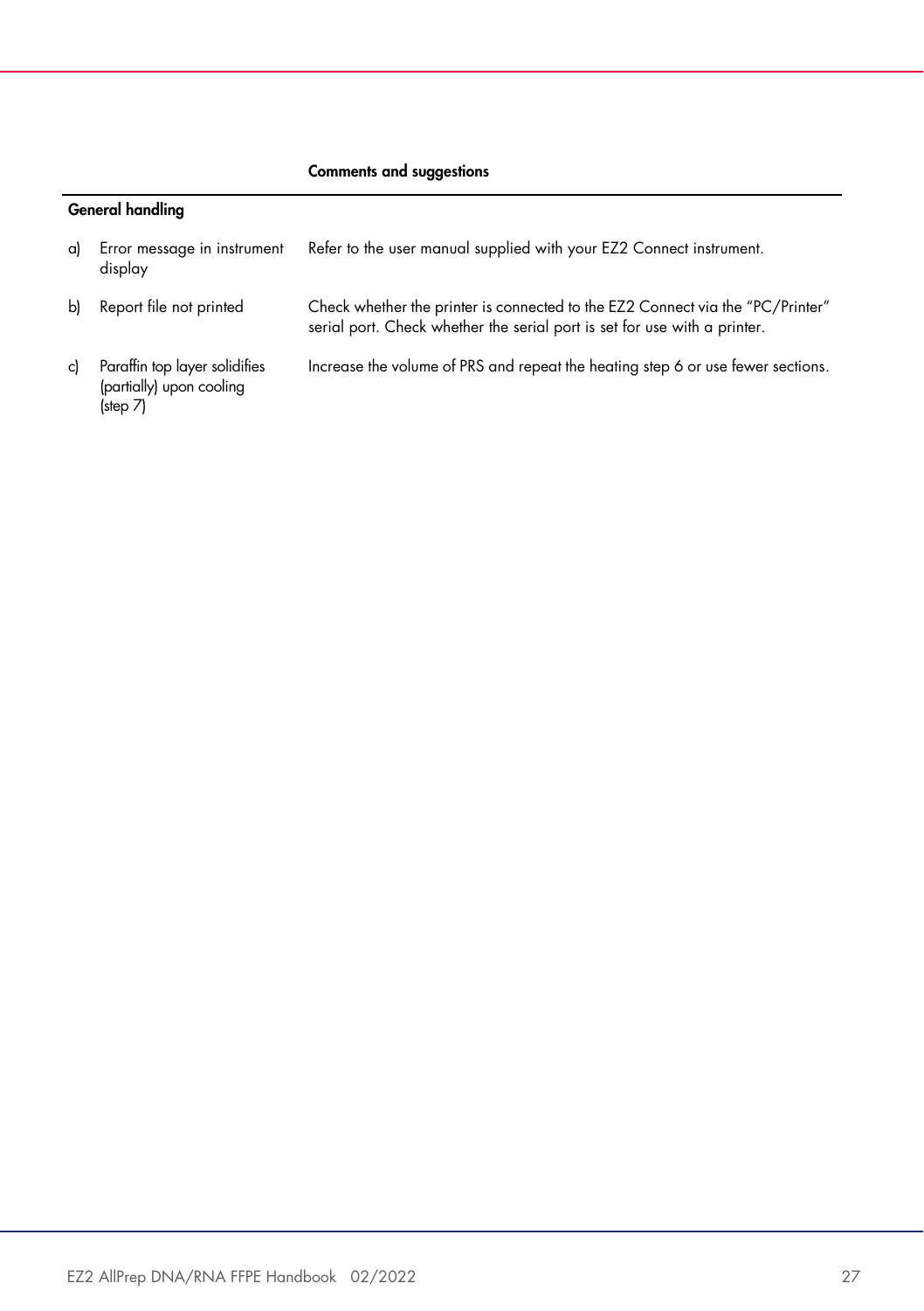| | | Comments and suggestions |
|---|---|---|
| **General handling** | | |
| a) | Error message in instrument display | Refer to the user manual supplied with your EZ2 Connect instrument. |
| b) | Report file not printed | Check whether the printer is connected to the EZ2 Connect via the "PC/Printer" serial port. Check whether the serial port is set for use with a printer. |
| c) | Paraffin top layer solidifies (partially) upon cooling (step 7) | Increase the volume of PRS and repeat the heating step 6 or use fewer sections. |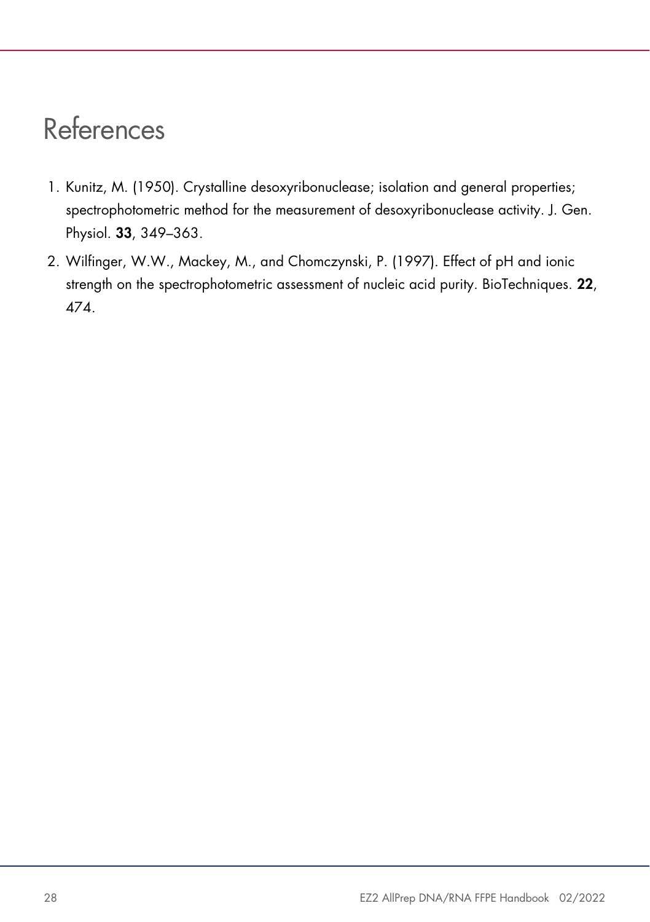# References

1. Kunitz, M. (1950). Crystalline desoxyribonuclease; isolation and general properties; spectrophotometric method for the measurement of desoxyribonuclease activity. J. Gen. Physiol. **33**, 349–363.
2. Wilfinger, W.W., Mackey, M., and Chomczynski, P. (1997). Effect of pH and ionic strength on the spectrophotometric assessment of nucleic acid purity. BioTechniques. **22**, 474.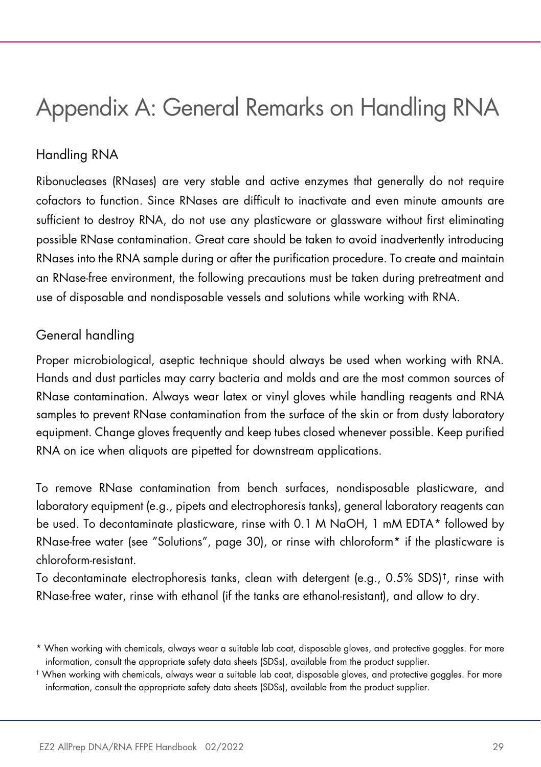# Appendix A: General Remarks on Handling RNA

## Handling RNA

Ribonucleases (RNases) are very stable and active enzymes that generally do not require cofactors to function. Since RNases are difficult to inactivate and even minute amounts are sufficient to destroy RNA, do not use any plasticware or glassware without first eliminating possible RNase contamination. Great care should be taken to avoid inadvertently introducing RNases into the RNA sample during or after the purification procedure. To create and maintain an RNase-free environment, the following precautions must be taken during pretreatment and use of disposable and nondisposable vessels and solutions while working with RNA.

## General handling

Proper microbiological, aseptic technique should always be used when working with RNA. Hands and dust particles may carry bacteria and molds and are the most common sources of RNase contamination. Always wear latex or vinyl gloves while handling reagents and RNA samples to prevent RNase contamination from the surface of the skin or from dusty laboratory equipment. Change gloves frequently and keep tubes closed whenever possible. Keep purified RNA on ice when aliquots are pipetted for downstream applications.

To remove RNase contamination from bench surfaces, nondisposable plasticware, and laboratory equipment (e.g., pipets and electrophoresis tanks), general laboratory reagents can be used. To decontaminate plasticware, rinse with 0.1 M NaOH, 1 mM EDTA* followed by RNase-free water (see "Solutions", page 30), or rinse with chloroform* if the plasticware is chloroform-resistant.

To decontaminate electrophoresis tanks, clean with detergent (e.g., 0.5% SDS)†, rinse with RNase-free water, rinse with ethanol (if the tanks are ethanol-resistant), and allow to dry.

\* When working with chemicals, always wear a suitable lab coat, disposable gloves, and protective goggles. For more information, consult the appropriate safety data sheets (SDSs), available from the product supplier.

† When working with chemicals, always wear a suitable lab coat, disposable gloves, and protective goggles. For more information, consult the appropriate safety data sheets (SDSs), available from the product supplier.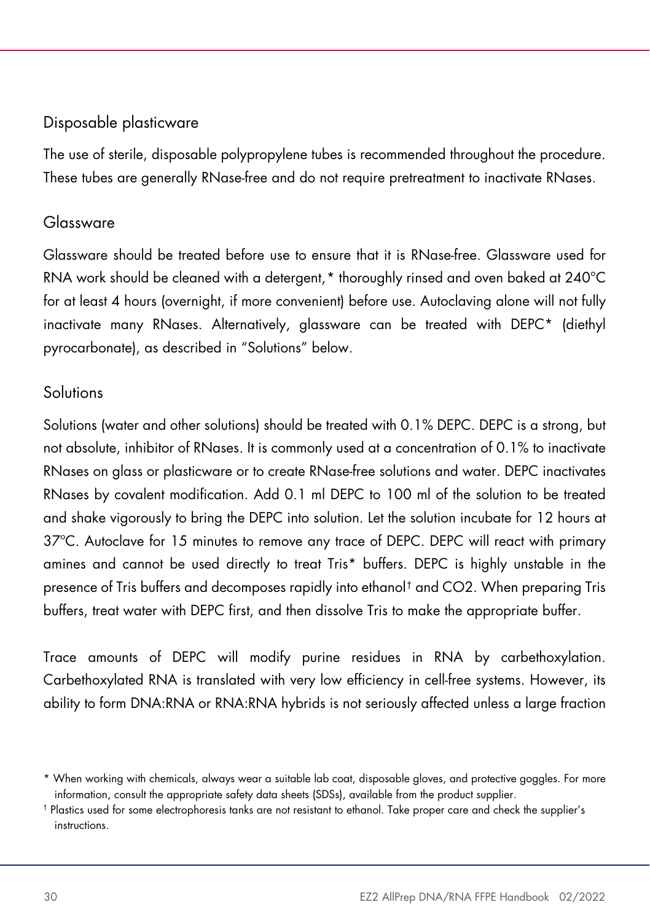### Disposable plasticware

The use of sterile, disposable polypropylene tubes is recommended throughout the procedure. These tubes are generally RNase-free and do not require pretreatment to inactivate RNases.

### Glassware

Glassware should be treated before use to ensure that it is RNase-free. Glassware used for RNA work should be cleaned with a detergent,* thoroughly rinsed and oven baked at 240°C for at least 4 hours (overnight, if more convenient) before use. Autoclaving alone will not fully inactivate many RNases. Alternatively, glassware can be treated with DEPC* (diethyl pyrocarbonate), as described in "Solutions" below.

### Solutions

Solutions (water and other solutions) should be treated with 0.1% DEPC. DEPC is a strong, but not absolute, inhibitor of RNases. It is commonly used at a concentration of 0.1% to inactivate RNases on glass or plasticware or to create RNase-free solutions and water. DEPC inactivates RNases by covalent modification. Add 0.1 ml DEPC to 100 ml of the solution to be treated and shake vigorously to bring the DEPC into solution. Let the solution incubate for 12 hours at 37°C. Autoclave for 15 minutes to remove any trace of DEPC. DEPC will react with primary amines and cannot be used directly to treat Tris* buffers. DEPC is highly unstable in the presence of Tris buffers and decomposes rapidly into ethanol† and $CO_2$. When preparing Tris buffers, treat water with DEPC first, and then dissolve Tris to make the appropriate buffer.

Trace amounts of DEPC will modify purine residues in RNA by carbethoxylation. Carbethoxylated RNA is translated with very low efficiency in cell-free systems. However, its ability to form DNA:RNA or RNA:RNA hybrids is not seriously affected unless a large fraction

---

* When working with chemicals, always wear a suitable lab coat, disposable gloves, and protective goggles. For more information, consult the appropriate safety data sheets (SDSs), available from the product supplier.

† Plastics used for some electrophoresis tanks are not resistant to ethanol. Take proper care and check the supplier's instructions.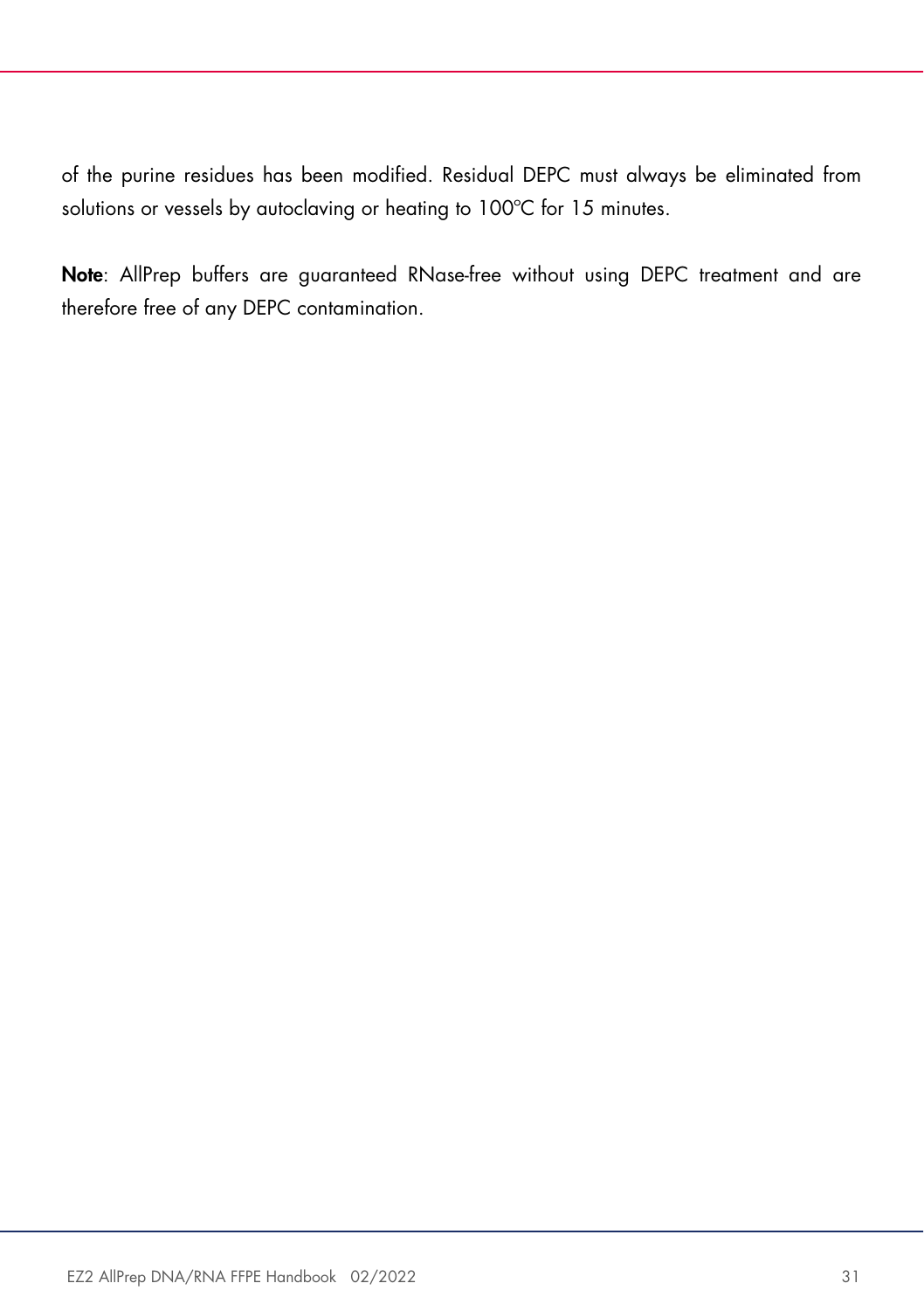of the purine residues has been modified. Residual DEPC must always be eliminated from solutions or vessels by autoclaving or heating to 100°C for 15 minutes.

**Note**: AllPrep buffers are guaranteed RNase-free without using DEPC treatment and are therefore free of any DEPC contamination.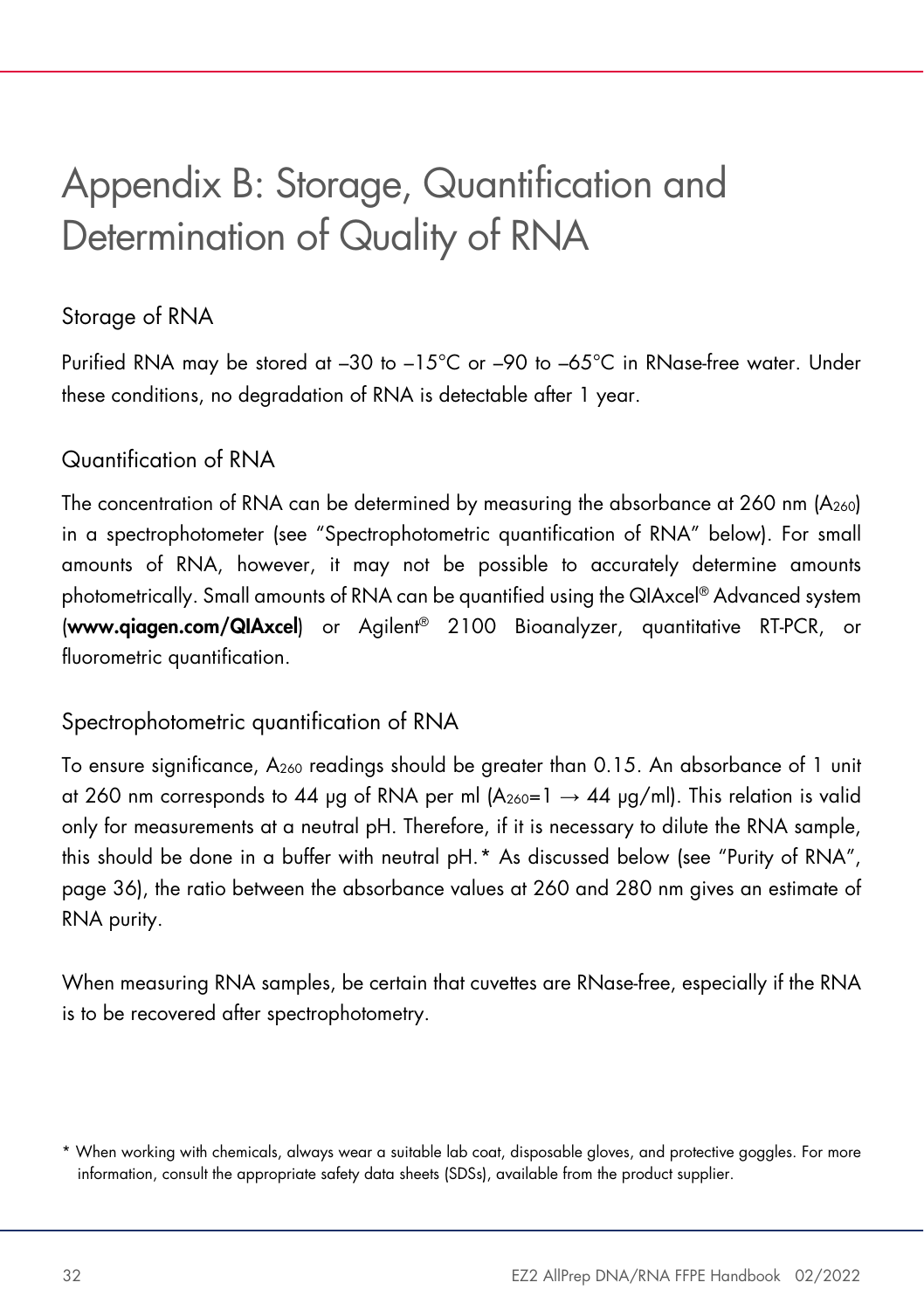# Appendix B: Storage, Quantification and Determination of Quality of RNA

## Storage of RNA

Purified RNA may be stored at –30 to –15°C or –90 to –65°C in RNase-free water. Under these conditions, no degradation of RNA is detectable after 1 year.

## Quantification of RNA

The concentration of RNA can be determined by measuring the absorbance at 260 nm ($A_{260}$) in a spectrophotometer (see "Spectrophotometric quantification of RNA" below). For small amounts of RNA, however, it may not be possible to accurately determine amounts photometrically. Small amounts of RNA can be quantified using the QIAxcel® Advanced system (**www.qiagen.com/QIAxcel**) or Agilent® 2100 Bioanalyzer, quantitative RT-PCR, or fluorometric quantification.

## Spectrophotometric quantification of RNA

To ensure significance, $A_{260}$ readings should be greater than 0.15. An absorbance of 1 unit at 260 nm corresponds to 44 µg of RNA per ml ($A_{260}=1 \rightarrow 44$ µg/ml). This relation is valid only for measurements at a neutral pH. Therefore, if it is necessary to dilute the RNA sample, this should be done in a buffer with neutral pH.* As discussed below (see "Purity of RNA", page 36), the ratio between the absorbance values at 260 and 280 nm gives an estimate of RNA purity.

When measuring RNA samples, be certain that cuvettes are RNase-free, especially if the RNA is to be recovered after spectrophotometry.

\* When working with chemicals, always wear a suitable lab coat, disposable gloves, and protective goggles. For more information, consult the appropriate safety data sheets (SDSs), available from the product supplier.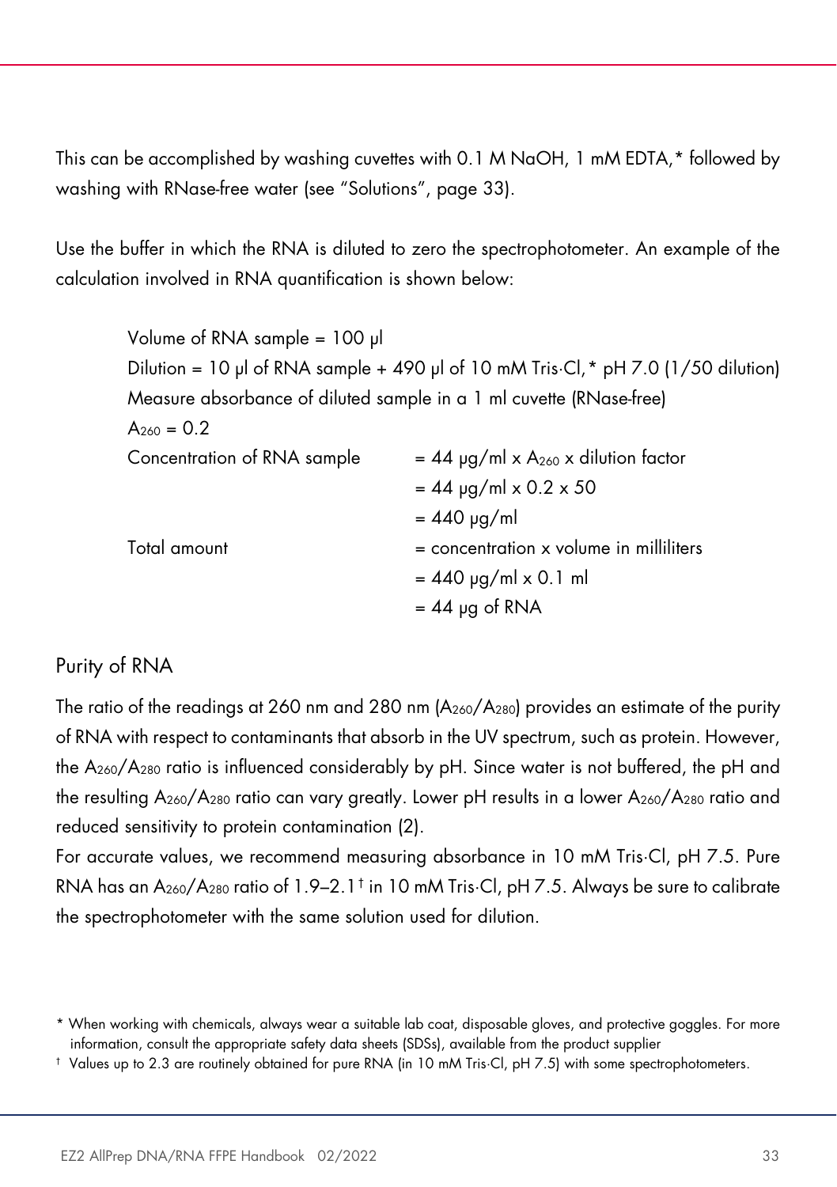This can be accomplished by washing cuvettes with 0.1 M NaOH, 1 mM EDTA,* followed by washing with RNase-free water (see "Solutions", page 33).

Use the buffer in which the RNA is diluted to zero the spectrophotometer. An example of the calculation involved in RNA quantification is shown below:

Volume of RNA sample = 100 µl
Dilution = 10 µl of RNA sample + 490 µl of 10 mM Tris·Cl,* pH 7.0 (1/50 dilution)
Measure absorbance of diluted sample in a 1 ml cuvette (RNase-free)
$A_{260}$ = 0.2

| | |
|---|---|
| Concentration of RNA sample | = 44 µg/ml x $A_{260}$ x dilution factor |
| | = 44 µg/ml x 0.2 x 50 |
| | = 440 µg/ml |
| Total amount | = concentration x volume in milliliters |
| | = 440 µg/ml x 0.1 ml |
| | = 44 µg of RNA |

## Purity of RNA

The ratio of the readings at 260 nm and 280 nm ($A_{260}/A_{280}$) provides an estimate of the purity of RNA with respect to contaminants that absorb in the UV spectrum, such as protein. However, the $A_{260}/A_{280}$ ratio is influenced considerably by pH. Since water is not buffered, the pH and the resulting $A_{260}/A_{280}$ ratio can vary greatly. Lower pH results in a lower $A_{260}/A_{280}$ ratio and reduced sensitivity to protein contamination (2).

For accurate values, we recommend measuring absorbance in 10 mM Tris·Cl, pH 7.5. Pure RNA has an $A_{260}/A_{280}$ ratio of 1.9–2.1† in 10 mM Tris·Cl, pH 7.5. Always be sure to calibrate the spectrophotometer with the same solution used for dilution.

* When working with chemicals, always wear a suitable lab coat, disposable gloves, and protective goggles. For more information, consult the appropriate safety data sheets (SDSs), available from the product supplier

† Values up to 2.3 are routinely obtained for pure RNA (in 10 mM Tris·Cl, pH 7.5) with some spectrophotometers.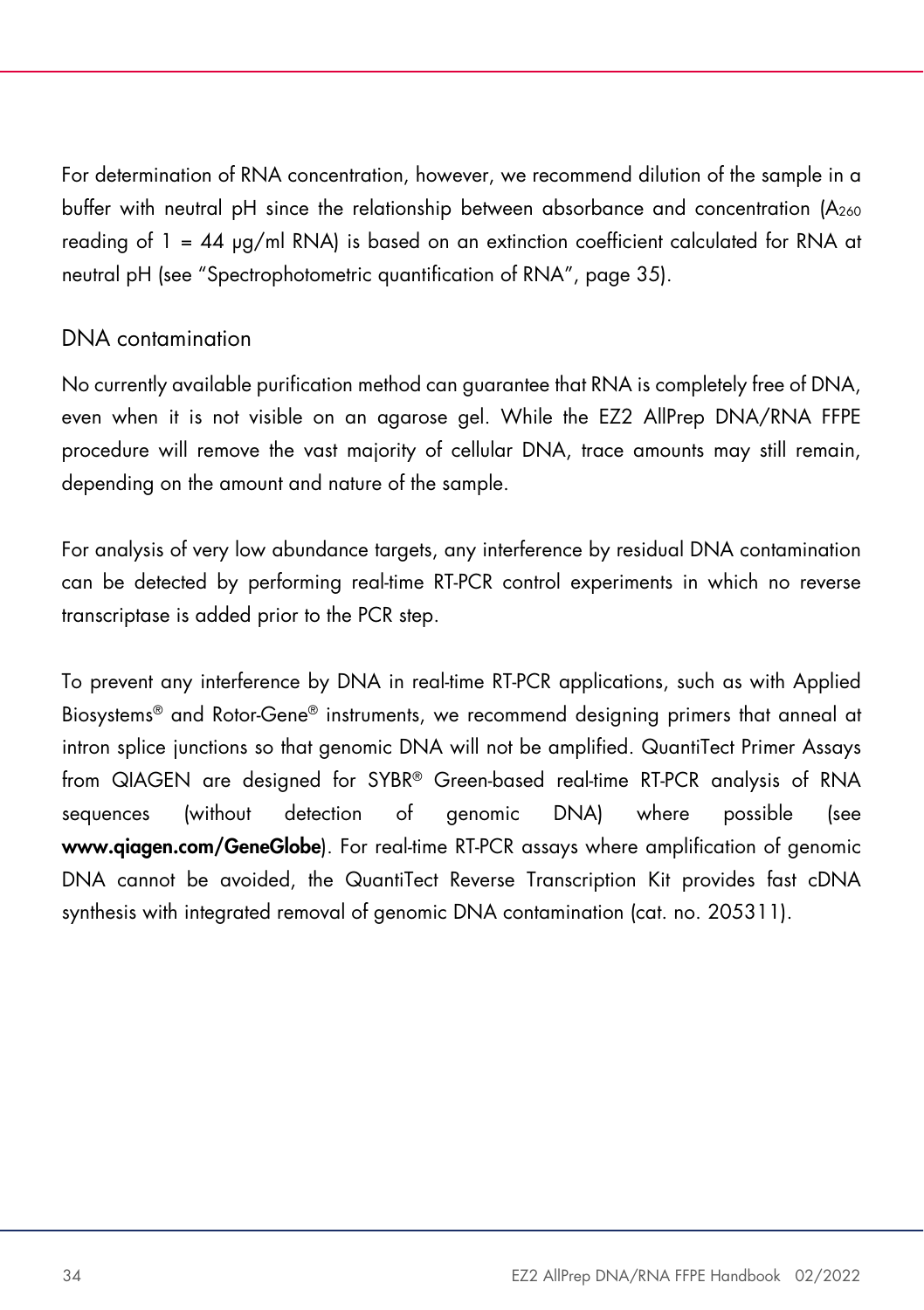For determination of RNA concentration, however, we recommend dilution of the sample in a buffer with neutral pH since the relationship between absorbance and concentration ($A_{260}$ reading of 1 = 44 µg/ml RNA) is based on an extinction coefficient calculated for RNA at neutral pH (see "Spectrophotometric quantification of RNA", page 35).

### DNA contamination

No currently available purification method can guarantee that RNA is completely free of DNA, even when it is not visible on an agarose gel. While the EZ2 AllPrep DNA/RNA FFPE procedure will remove the vast majority of cellular DNA, trace amounts may still remain, depending on the amount and nature of the sample.

For analysis of very low abundance targets, any interference by residual DNA contamination can be detected by performing real-time RT-PCR control experiments in which no reverse transcriptase is added prior to the PCR step.

To prevent any interference by DNA in real-time RT-PCR applications, such as with Applied Biosystems® and Rotor-Gene® instruments, we recommend designing primers that anneal at intron splice junctions so that genomic DNA will not be amplified. QuantiTect Primer Assays from QIAGEN are designed for SYBR® Green-based real-time RT-PCR analysis of RNA sequences (without detection of genomic DNA) where possible (see **www.qiagen.com/GeneGlobe**). For real-time RT-PCR assays where amplification of genomic DNA cannot be avoided, the QuantiTect Reverse Transcription Kit provides fast cDNA synthesis with integrated removal of genomic DNA contamination (cat. no. 205311).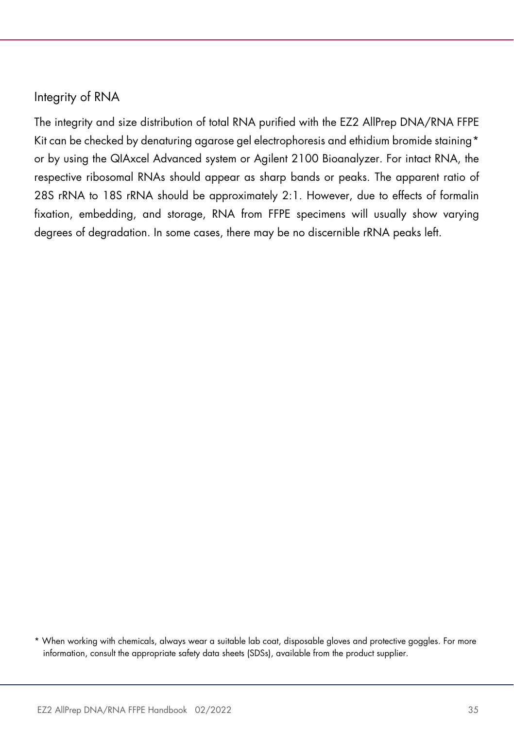## Integrity of RNA

The integrity and size distribution of total RNA purified with the EZ2 AllPrep DNA/RNA FFPE Kit can be checked by denaturing agarose gel electrophoresis and ethidium bromide staining* or by using the QIAxcel Advanced system or Agilent 2100 Bioanalyzer. For intact RNA, the respective ribosomal RNAs should appear as sharp bands or peaks. The apparent ratio of 28S rRNA to 18S rRNA should be approximately 2:1. However, due to effects of formalin fixation, embedding, and storage, RNA from FFPE specimens will usually show varying degrees of degradation. In some cases, there may be no discernible rRNA peaks left.

* When working with chemicals, always wear a suitable lab coat, disposable gloves and protective goggles. For more information, consult the appropriate safety data sheets (SDSs), available from the product supplier.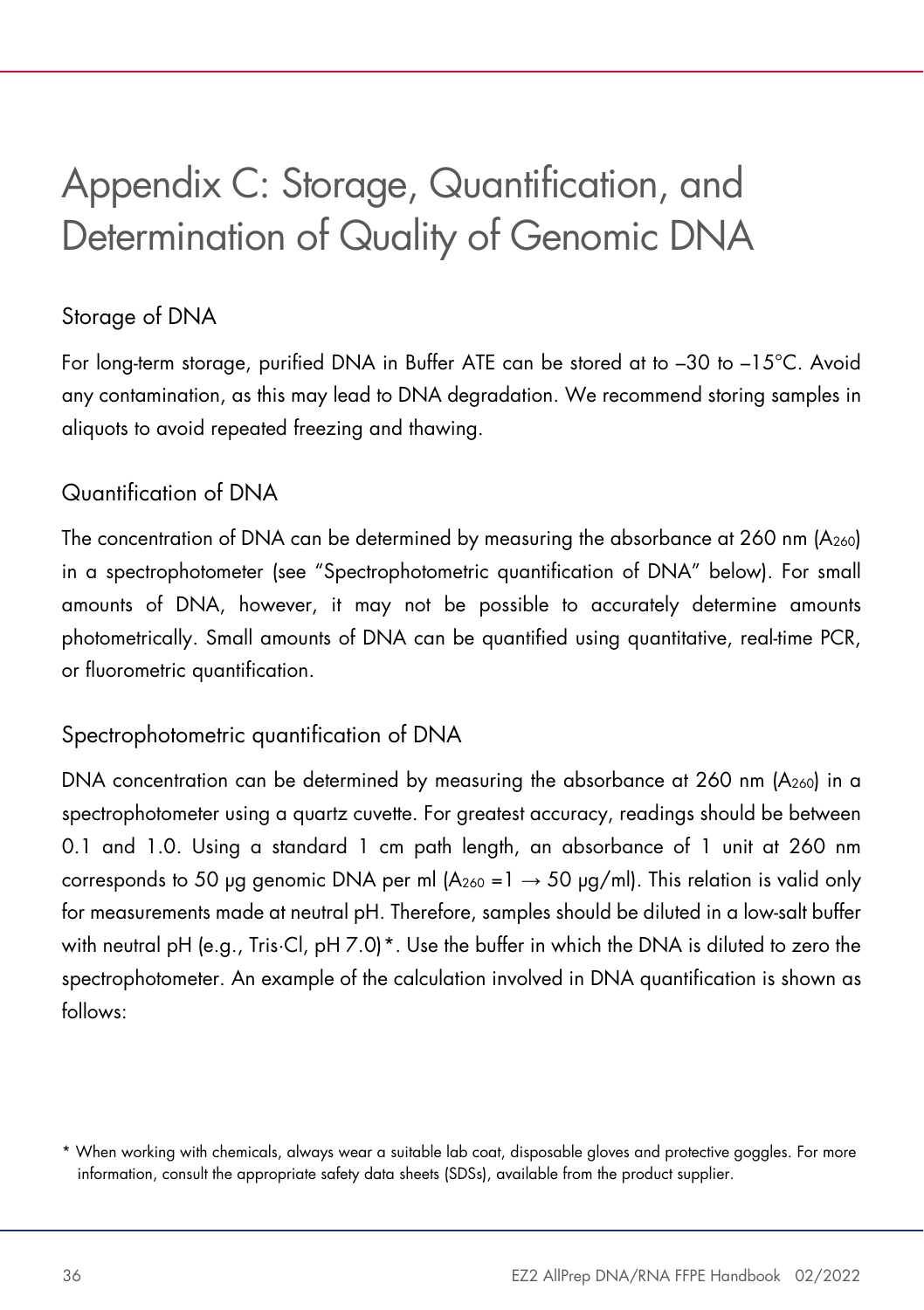# Appendix C: Storage, Quantification, and Determination of Quality of Genomic DNA

## Storage of DNA

For long-term storage, purified DNA in Buffer ATE can be stored at to –30 to –15°C. Avoid any contamination, as this may lead to DNA degradation. We recommend storing samples in aliquots to avoid repeated freezing and thawing.

## Quantification of DNA

The concentration of DNA can be determined by measuring the absorbance at 260 nm ($A_{260}$) in a spectrophotometer (see "Spectrophotometric quantification of DNA" below). For small amounts of DNA, however, it may not be possible to accurately determine amounts photometrically. Small amounts of DNA can be quantified using quantitative, real-time PCR, or fluorometric quantification.

## Spectrophotometric quantification of DNA

DNA concentration can be determined by measuring the absorbance at 260 nm ($A_{260}$) in a spectrophotometer using a quartz cuvette. For greatest accuracy, readings should be between 0.1 and 1.0. Using a standard 1 cm path length, an absorbance of 1 unit at 260 nm corresponds to 50 µg genomic DNA per ml ($A_{260} = 1 \rightarrow 50$ µg/ml). This relation is valid only for measurements made at neutral pH. Therefore, samples should be diluted in a low-salt buffer with neutral pH (e.g., Tris·Cl, pH 7.0)*. Use the buffer in which the DNA is diluted to zero the spectrophotometer. An example of the calculation involved in DNA quantification is shown as follows:

\* When working with chemicals, always wear a suitable lab coat, disposable gloves and protective goggles. For more information, consult the appropriate safety data sheets (SDSs), available from the product supplier.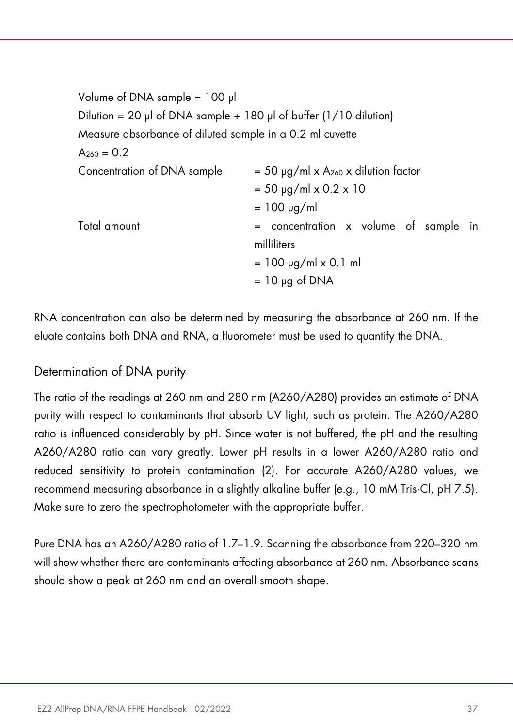Volume of DNA sample = 100 µl

Dilution = 20 µl of DNA sample + 180 µl of buffer (1/10 dilution)

Measure absorbance of diluted sample in a 0.2 ml cuvette

$A_{260}$ = 0.2

| | |
|---|---|
| Concentration of DNA sample | = 50 µg/ml x $A_{260}$ x dilution factor |
| | = 50 µg/ml x 0.2 x 10 |
| | = 100 µg/ml |
| Total amount | = concentration x volume of sample in milliliters |
| | = 100 µg/ml x 0.1 ml |
| | = 10 µg of DNA |

RNA concentration can also be determined by measuring the absorbance at 260 nm. If the eluate contains both DNA and RNA, a fluorometer must be used to quantify the DNA.

## Determination of DNA purity

The ratio of the readings at 260 nm and 280 nm (A260/A280) provides an estimate of DNA purity with respect to contaminants that absorb UV light, such as protein. The A260/A280 ratio is influenced considerably by pH. Since water is not buffered, the pH and the resulting A260/A280 ratio can vary greatly. Lower pH results in a lower A260/A280 ratio and reduced sensitivity to protein contamination (2). For accurate A260/A280 values, we recommend measuring absorbance in a slightly alkaline buffer (e.g., 10 mM Tris·Cl, pH 7.5). Make sure to zero the spectrophotometer with the appropriate buffer.

Pure DNA has an A260/A280 ratio of 1.7–1.9. Scanning the absorbance from 220–320 nm will show whether there are contaminants affecting absorbance at 260 nm. Absorbance scans should show a peak at 260 nm and an overall smooth shape.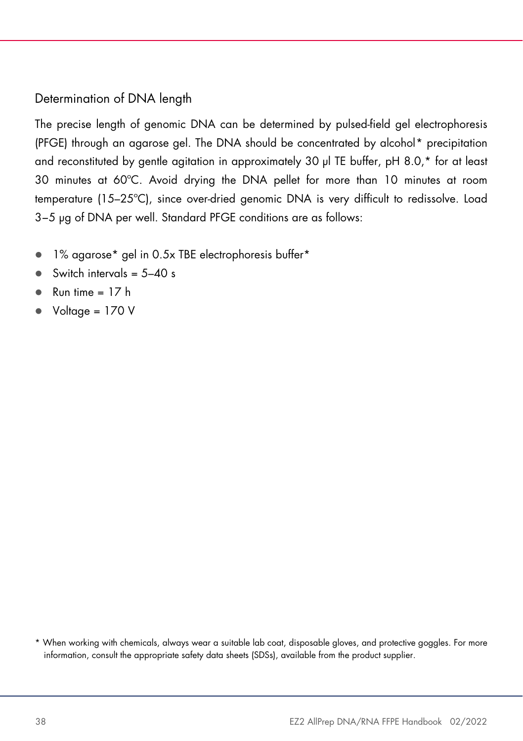## Determination of DNA length

The precise length of genomic DNA can be determined by pulsed-field gel electrophoresis (PFGE) through an agarose gel. The DNA should be concentrated by alcohol* precipitation and reconstituted by gentle agitation in approximately 30 µl TE buffer, pH 8.0,* for at least 30 minutes at 60°C. Avoid drying the DNA pellet for more than 10 minutes at room temperature (15–25°C), since over-dried genomic DNA is very difficult to redissolve. Load 3–5 µg of DNA per well. Standard PFGE conditions are as follows:

- 1% agarose* gel in 0.5x TBE electrophoresis buffer*
- Switch intervals = 5–40 s
- Run time = 17 h
- Voltage = 170 V

* When working with chemicals, always wear a suitable lab coat, disposable gloves, and protective goggles. For more information, consult the appropriate safety data sheets (SDSs), available from the product supplier.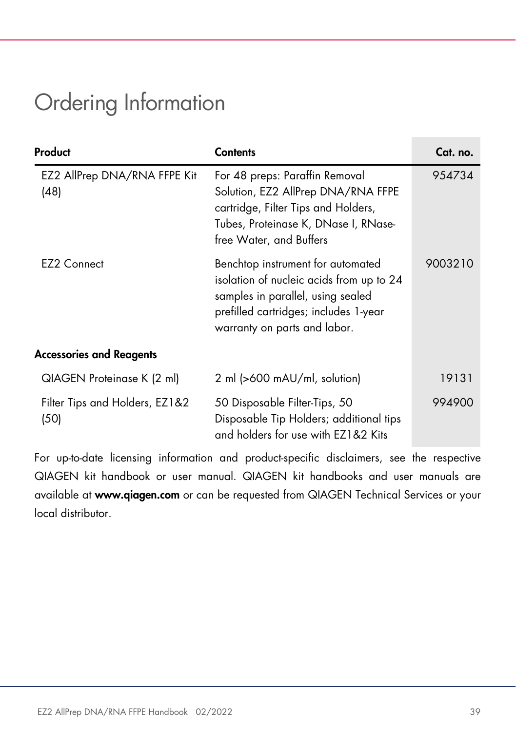# Ordering Information

| Product | Contents | Cat. no. |
|---|---|---|
| EZ2 AllPrep DNA/RNA FFPE Kit (48) | For 48 preps: Paraffin Removal Solution, EZ2 AllPrep DNA/RNA FFPE cartridge, Filter Tips and Holders, Tubes, Proteinase K, DNase I, RNase-free Water, and Buffers | 954734 |
| EZ2 Connect | Benchtop instrument for automated isolation of nucleic acids from up to 24 samples in parallel, using sealed prefilled cartridges; includes 1-year warranty on parts and labor. | 9003210 |
| **Accessories and Reagents** | | |
| QIAGEN Proteinase K (2 ml) | 2 ml (>600 mAU/ml, solution) | 19131 |
| Filter Tips and Holders, EZ1&2 (50) | 50 Disposable Filter-Tips, 50 Disposable Tip Holders; additional tips and holders for use with EZ1&2 Kits | 994900 |

For up-to-date licensing information and product-specific disclaimers, see the respective QIAGEN kit handbook or user manual. QIAGEN kit handbooks and user manuals are available at **www.qiagen.com** or can be requested from QIAGEN Technical Services or your local distributor.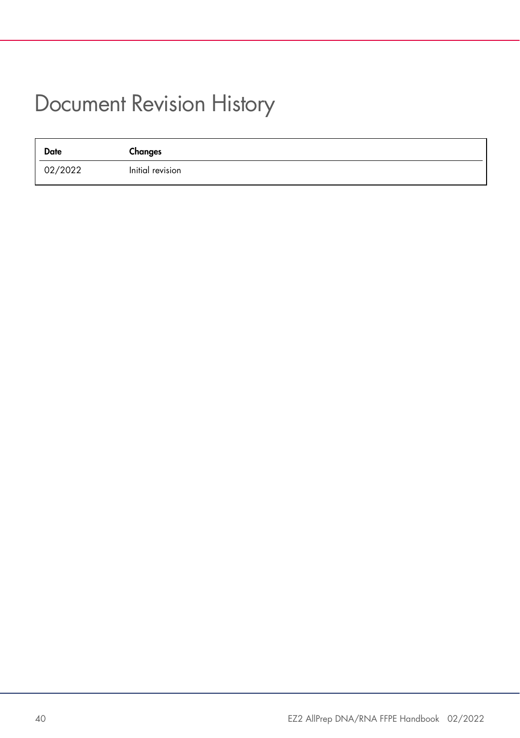# Document Revision History

| Date | Changes |
|---|---|
| 02/2022 | Initial revision |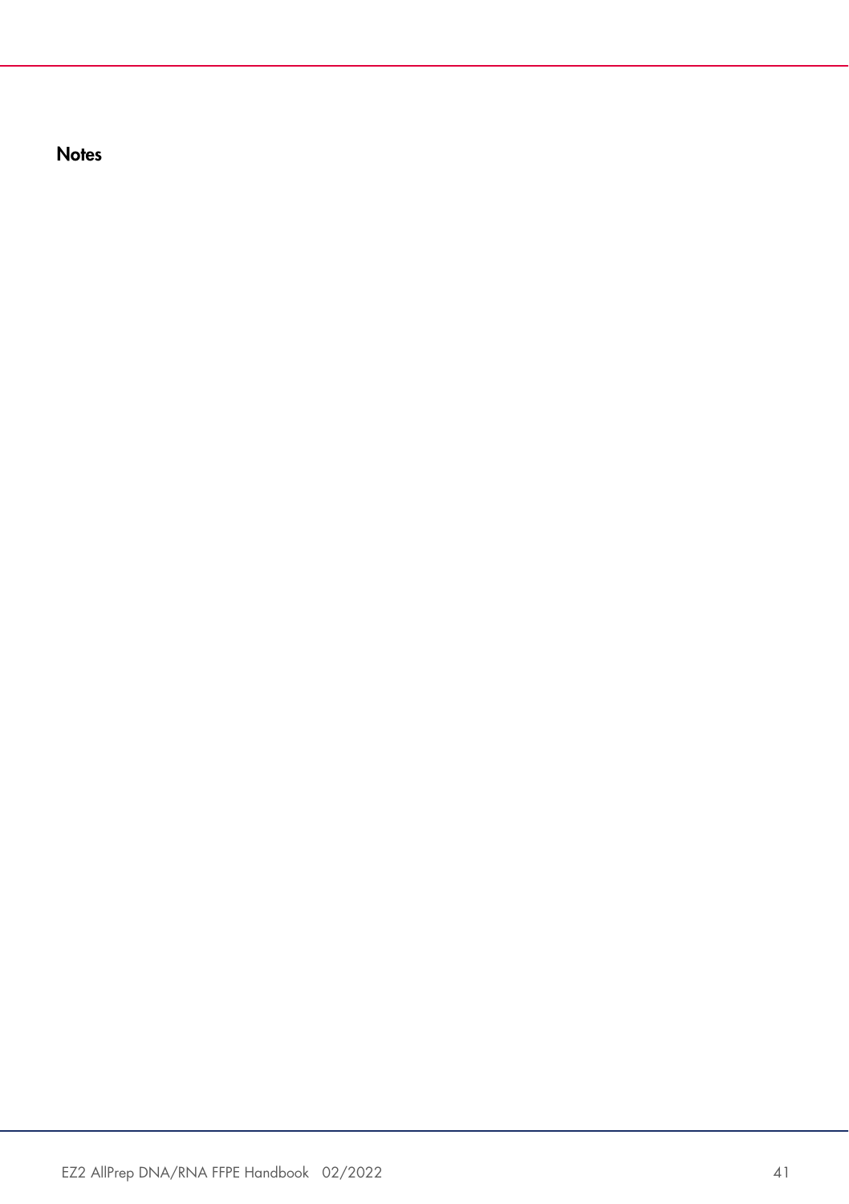### Notes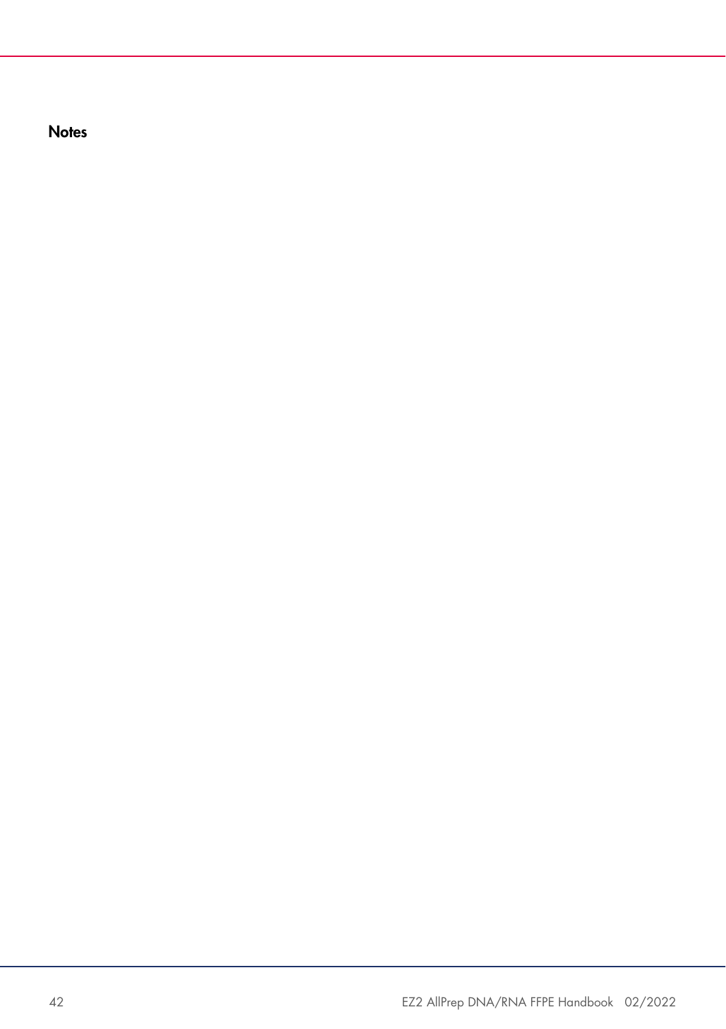## Notes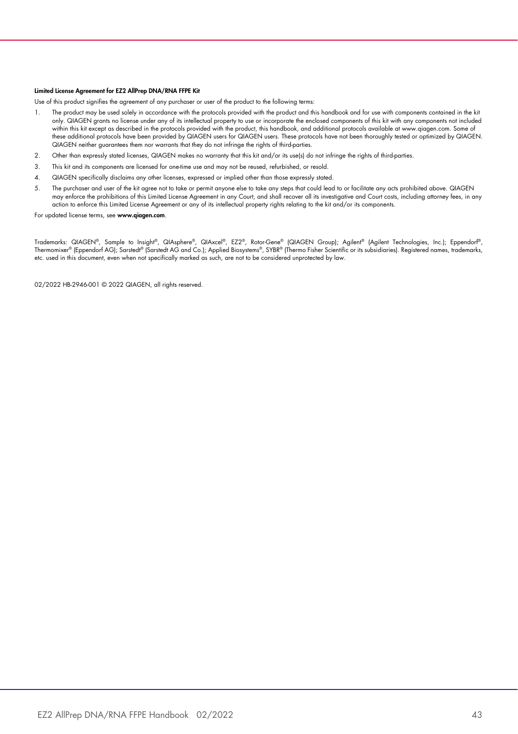**Limited License Agreement for EZ2 AllPrep DNA/RNA FFPE Kit**

Use of this product signifies the agreement of any purchaser or user of the product to the following terms:

1. The product may be used solely in accordance with the protocols provided with the product and this handbook and for use with components contained in the kit only. QIAGEN grants no license under any of its intellectual property to use or incorporate the enclosed components of this kit with any components not included within this kit except as described in the protocols provided with the product, this handbook, and additional protocols available at www.qiagen.com. Some of these additional protocols have been provided by QIAGEN users for QIAGEN users. These protocols have not been thoroughly tested or optimized by QIAGEN. QIAGEN neither guarantees them nor warrants that they do not infringe the rights of third-parties.
2. Other than expressly stated licenses, QIAGEN makes no warranty that this kit and/or its use(s) do not infringe the rights of third-parties.
3. This kit and its components are licensed for one-time use and may not be reused, refurbished, or resold.
4. QIAGEN specifically disclaims any other licenses, expressed or implied other than those expressly stated.
5. The purchaser and user of the kit agree not to take or permit anyone else to take any steps that could lead to or facilitate any acts prohibited above. QIAGEN may enforce the prohibitions of this Limited License Agreement in any Court, and shall recover all its investigative and Court costs, including attorney fees, in any action to enforce this Limited License Agreement or any of its intellectual property rights relating to the kit and/or its components.

For updated license terms, see **www.qiagen.com**.

Trademarks: QIAGEN®, Sample to Insight®, QIAsphere®, QIAxcel®, EZ2®, Rotor-Gene® (QIAGEN Group); Agilent® (Agilent Technologies, Inc.); Eppendorf®, Thermomixer® (Eppendorf AG); Sarstedt® (Sarstedt AG and Co.); Applied Biosystems®, SYBR® (Thermo Fisher Scientific or its subsidiaries). Registered names, trademarks, etc. used in this document, even when not specifically marked as such, are not to be considered unprotected by law.

02/2022 HB-2946-001 © 2022 QIAGEN, all rights reserved.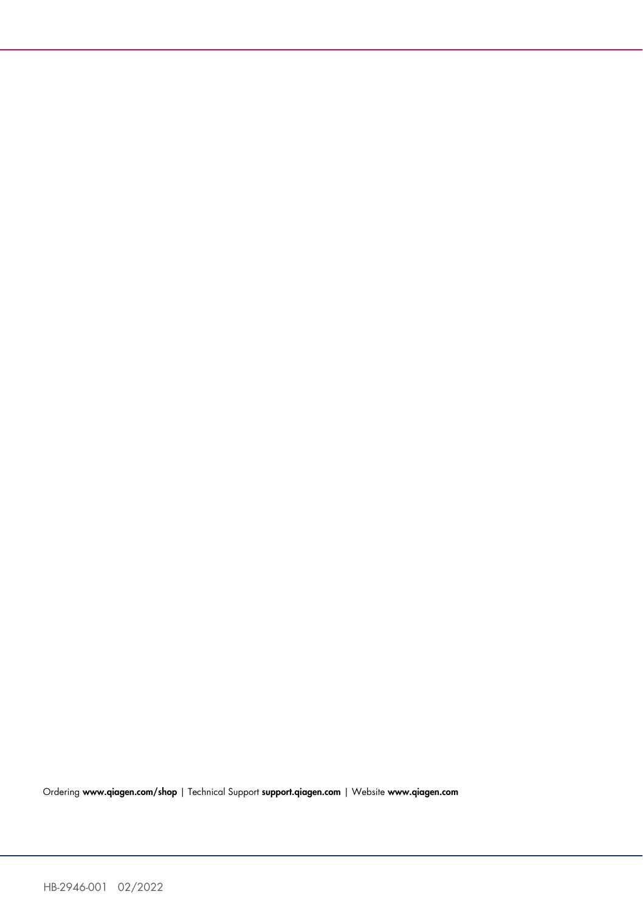Ordering **www.qiagen.com/shop** | Technical Support **support.qiagen.com** | Website **www.qiagen.com**

HB-2946-001 02/2022